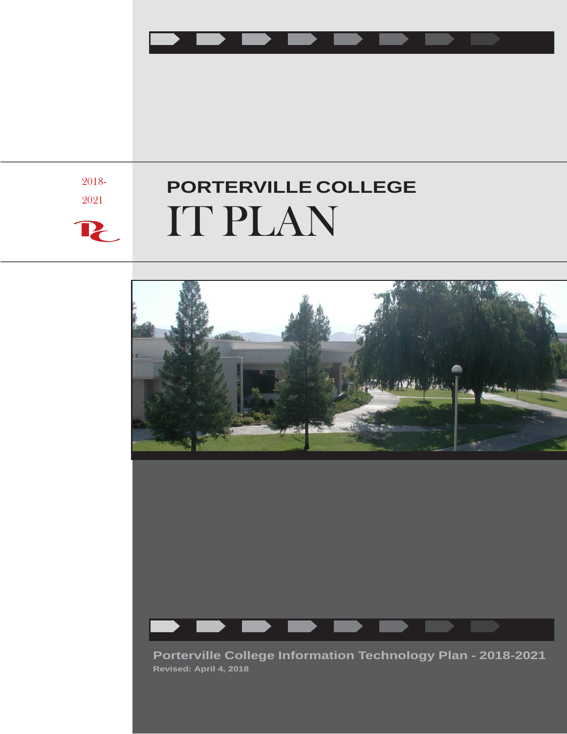2018-
2021

# PORTERVILLE COLLEGE
# IT PLAN

**Porterville College Information Technology Plan - 2018-2021**

**Revised: April 4, 2018**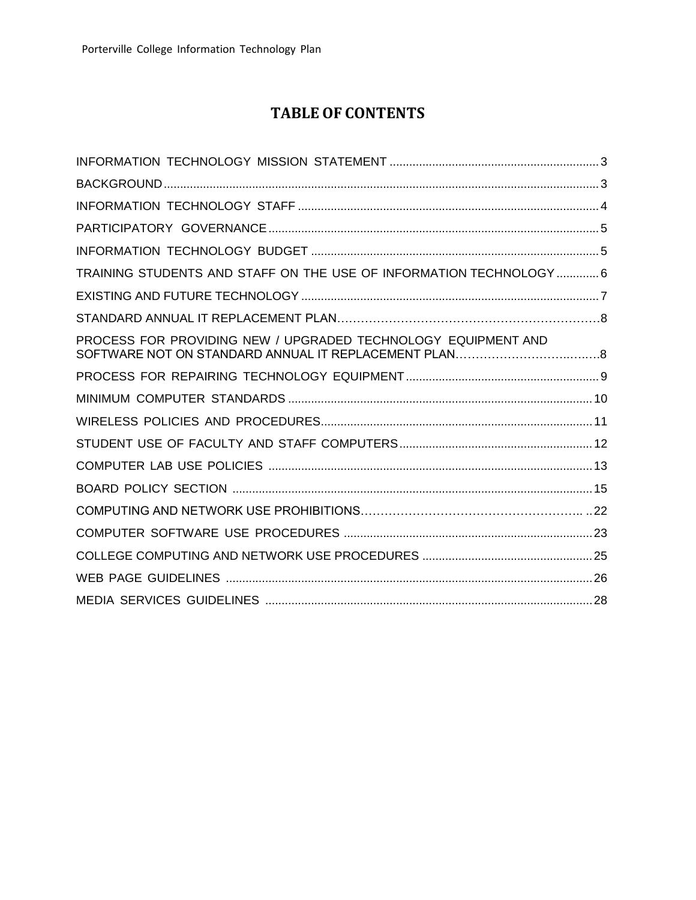# TABLE OF CONTENTS

INFORMATION TECHNOLOGY MISSION STATEMENT ................................................................ 3

BACKGROUND .................................................................................................................... 3

INFORMATION TECHNOLOGY STAFF ............................................................................. 4

PARTICIPATORY GOVERNANCE ..................................................................................... 5

INFORMATION TECHNOLOGY BUDGET ......................................................................... 5

TRAINING STUDENTS AND STAFF ON THE USE OF INFORMATION TECHNOLOGY ............. 6

EXISTING AND FUTURE TECHNOLOGY ........................................................................... 7

STANDARD ANNUAL IT REPLACEMENT PLAN…………………………………………………………8

PROCESS FOR PROVIDING NEW / UPGRADED TECHNOLOGY EQUIPMENT AND SOFTWARE NOT ON STANDARD ANNUAL IT REPLACEMENT PLAN…………………………..……8

PROCESS FOR REPAIRING TECHNOLOGY EQUIPMENT ............................................ 9

MINIMUM COMPUTER STANDARDS ............................................................................ 10

WIRELESS POLICIES AND PROCEDURES................................................................... 11

STUDENT USE OF FACULTY AND STAFF COMPUTERS ........................................... 12

COMPUTER LAB USE POLICIES ................................................................................... 13

BOARD POLICY SECTION ............................................................................................. 15

COMPUTING AND NETWORK USE PROHIBITIONS……………………………………………….. ..22

COMPUTER SOFTWARE USE PROCEDURES ............................................................ 23

COLLEGE COMPUTING AND NETWORK USE PROCEDURES .................................... 25

WEB PAGE GUIDELINES ................................................................................................ 26

MEDIA SERVICES GUIDELINES ..................................................................................... 28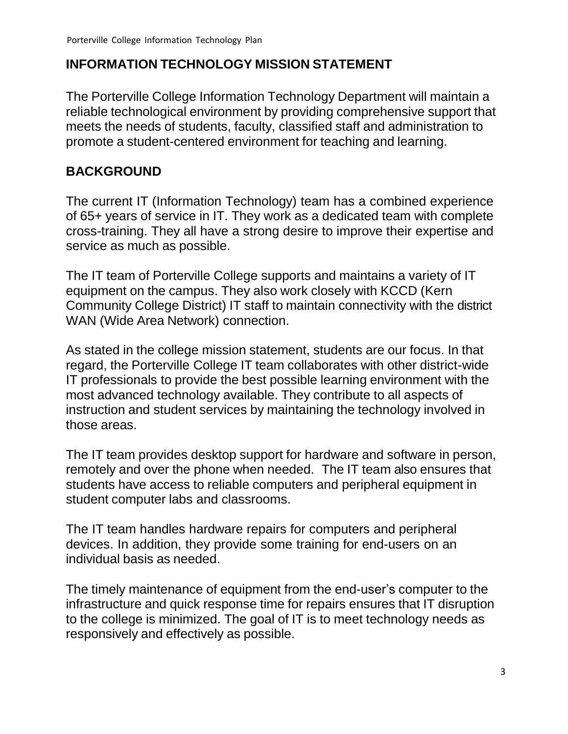## INFORMATION TECHNOLOGY MISSION STATEMENT

The Porterville College Information Technology Department will maintain a reliable technological environment by providing comprehensive support that meets the needs of students, faculty, classified staff and administration to promote a student-centered environment for teaching and learning.

## BACKGROUND

The current IT (Information Technology) team has a combined experience of 65+ years of service in IT. They work as a dedicated team with complete cross-training. They all have a strong desire to improve their expertise and service as much as possible.

The IT team of Porterville College supports and maintains a variety of IT equipment on the campus. They also work closely with KCCD (Kern Community College District) IT staff to maintain connectivity with the district WAN (Wide Area Network) connection.

As stated in the college mission statement, students are our focus. In that regard, the Porterville College IT team collaborates with other district-wide IT professionals to provide the best possible learning environment with the most advanced technology available. They contribute to all aspects of instruction and student services by maintaining the technology involved in those areas.

The IT team provides desktop support for hardware and software in person, remotely and over the phone when needed. The IT team also ensures that students have access to reliable computers and peripheral equipment in student computer labs and classrooms.

The IT team handles hardware repairs for computers and peripheral devices. In addition, they provide some training for end-users on an individual basis as needed.

The timely maintenance of equipment from the end-user's computer to the infrastructure and quick response time for repairs ensures that IT disruption to the college is minimized. The goal of IT is to meet technology needs as responsively and effectively as possible.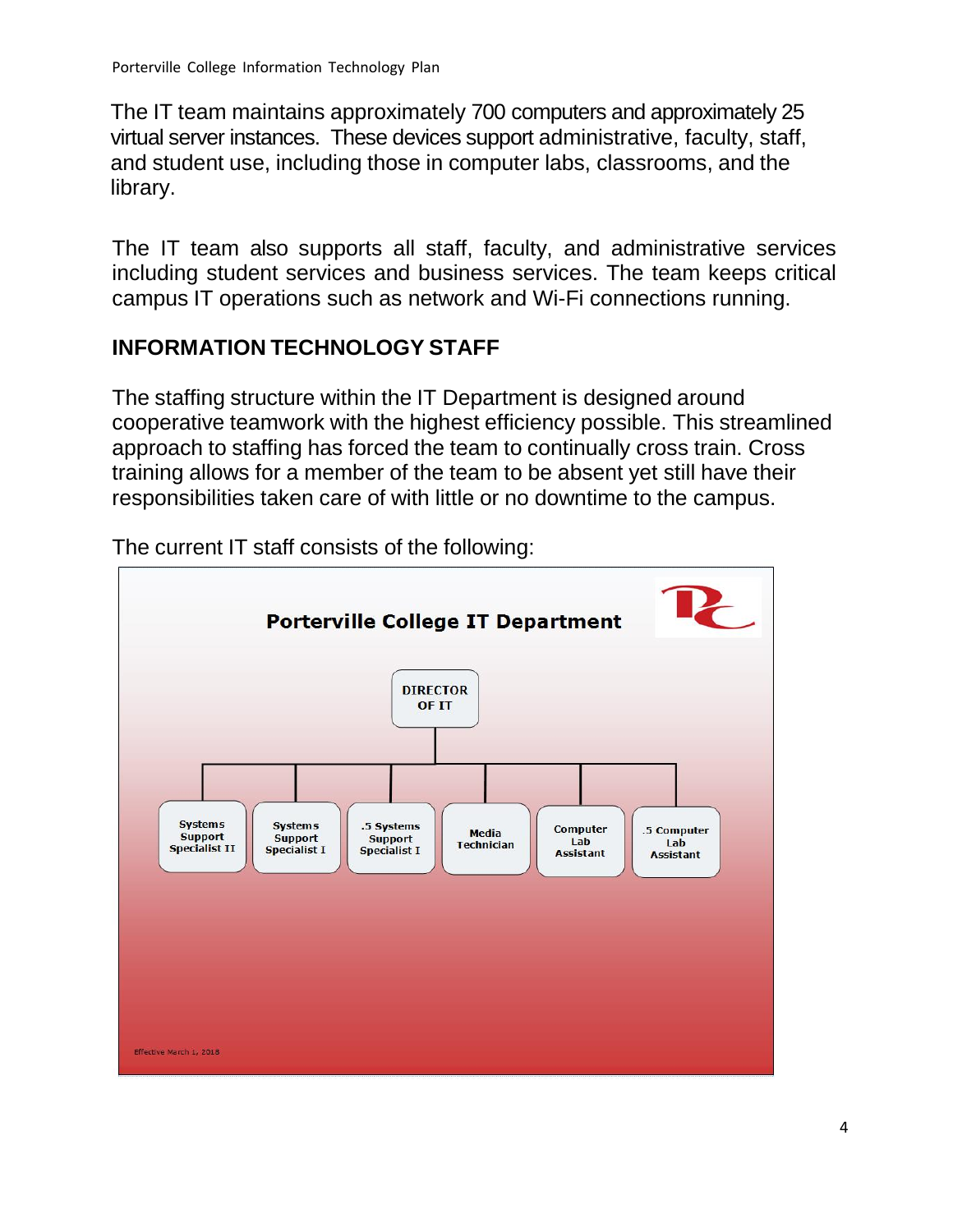The IT team maintains approximately 700 computers and approximately 25 virtual server instances. These devices support administrative, faculty, staff, and student use, including those in computer labs, classrooms, and the library.

The IT team also supports all staff, faculty, and administrative services including student services and business services. The team keeps critical campus IT operations such as network and Wi-Fi connections running.

## INFORMATION TECHNOLOGY STAFF

The staffing structure within the IT Department is designed around cooperative teamwork with the highest efficiency possible. This streamlined approach to staffing has forced the team to continually cross train. Cross training allows for a member of the team to be absent yet still have their responsibilities taken care of with little or no downtime to the campus.

The current IT staff consists of the following:

**Porterville College IT Department**

- DIRECTOR OF IT
  - Systems Support Specialist II
  - Systems Support Specialist I
  - .5 Systems Support Specialist I
  - Media Technician
  - Computer Lab Assistant
  - .5 Computer Lab Assistant

Effective March 1, 2018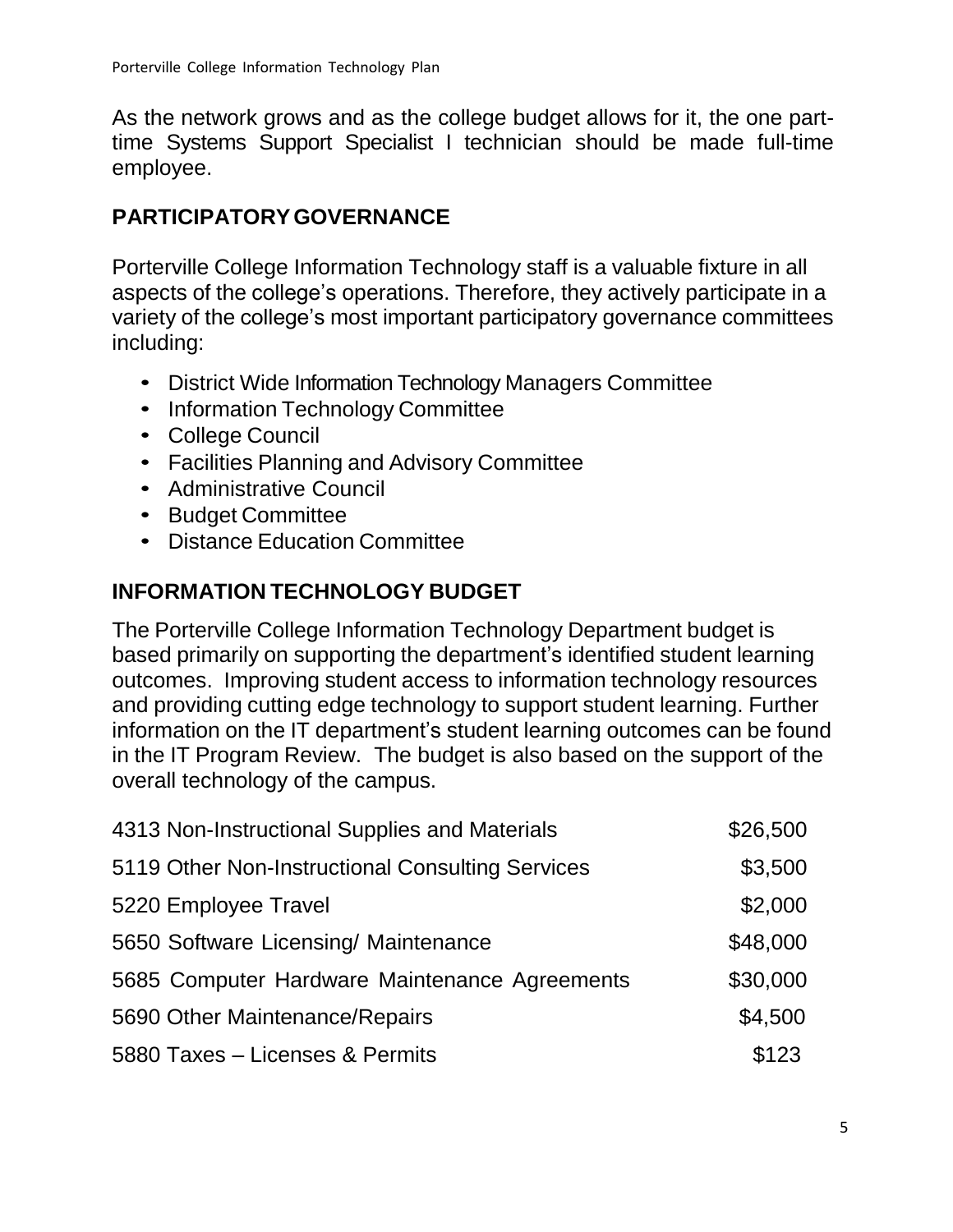As the network grows and as the college budget allows for it, the one part-time Systems Support Specialist I technician should be made full-time employee.

## PARTICIPATORY GOVERNANCE

Porterville College Information Technology staff is a valuable fixture in all aspects of the college's operations. Therefore, they actively participate in a variety of the college's most important participatory governance committees including:

- District Wide Information Technology Managers Committee
- Information Technology Committee
- College Council
- Facilities Planning and Advisory Committee
- Administrative Council
- Budget Committee
- Distance Education Committee

## INFORMATION TECHNOLOGY BUDGET

The Porterville College Information Technology Department budget is based primarily on supporting the department's identified student learning outcomes. Improving student access to information technology resources and providing cutting edge technology to support student learning. Further information on the IT department's student learning outcomes can be found in the IT Program Review. The budget is also based on the support of the overall technology of the campus.

| | |
|---|---|
| 4313 Non-Instructional Supplies and Materials | \$26,500 |
| 5119 Other Non-Instructional Consulting Services | \$3,500 |
| 5220 Employee Travel | \$2,000 |
| 5650 Software Licensing/ Maintenance | \$48,000 |
| 5685 Computer Hardware Maintenance Agreements | \$30,000 |
| 5690 Other Maintenance/Repairs | \$4,500 |
| 5880 Taxes – Licenses & Permits | \$123 |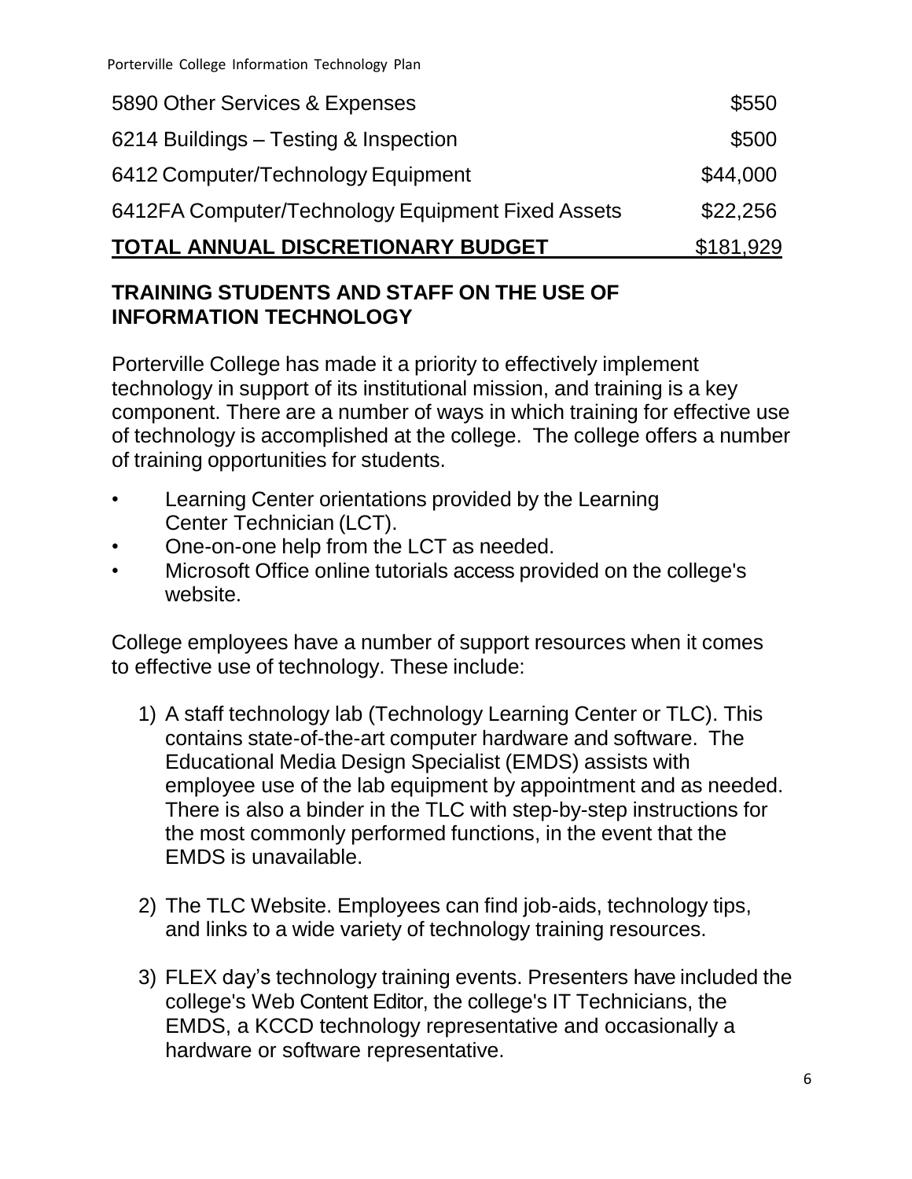| | |
|---|---|
| 5890 Other Services & Expenses | $550 |
| 6214 Buildings – Testing & Inspection | $500 |
| 6412 Computer/Technology Equipment | $44,000 |
| 6412FA Computer/Technology Equipment Fixed Assets | $22,256 |
| **TOTAL ANNUAL DISCRETIONARY BUDGET** | $181,929 |

## TRAINING STUDENTS AND STAFF ON THE USE OF INFORMATION TECHNOLOGY

Porterville College has made it a priority to effectively implement technology in support of its institutional mission, and training is a key component. There are a number of ways in which training for effective use of technology is accomplished at the college. The college offers a number of training opportunities for students.

- Learning Center orientations provided by the Learning Center Technician (LCT).
- One-on-one help from the LCT as needed.
- Microsoft Office online tutorials access provided on the college's website.

College employees have a number of support resources when it comes to effective use of technology. These include:

1) A staff technology lab (Technology Learning Center or TLC). This contains state-of-the-art computer hardware and software. The Educational Media Design Specialist (EMDS) assists with employee use of the lab equipment by appointment and as needed. There is also a binder in the TLC with step-by-step instructions for the most commonly performed functions, in the event that the EMDS is unavailable.

2) The TLC Website. Employees can find job-aids, technology tips, and links to a wide variety of technology training resources.

3) FLEX day's technology training events. Presenters have included the college's Web Content Editor, the college's IT Technicians, the EMDS, a KCCD technology representative and occasionally a hardware or software representative.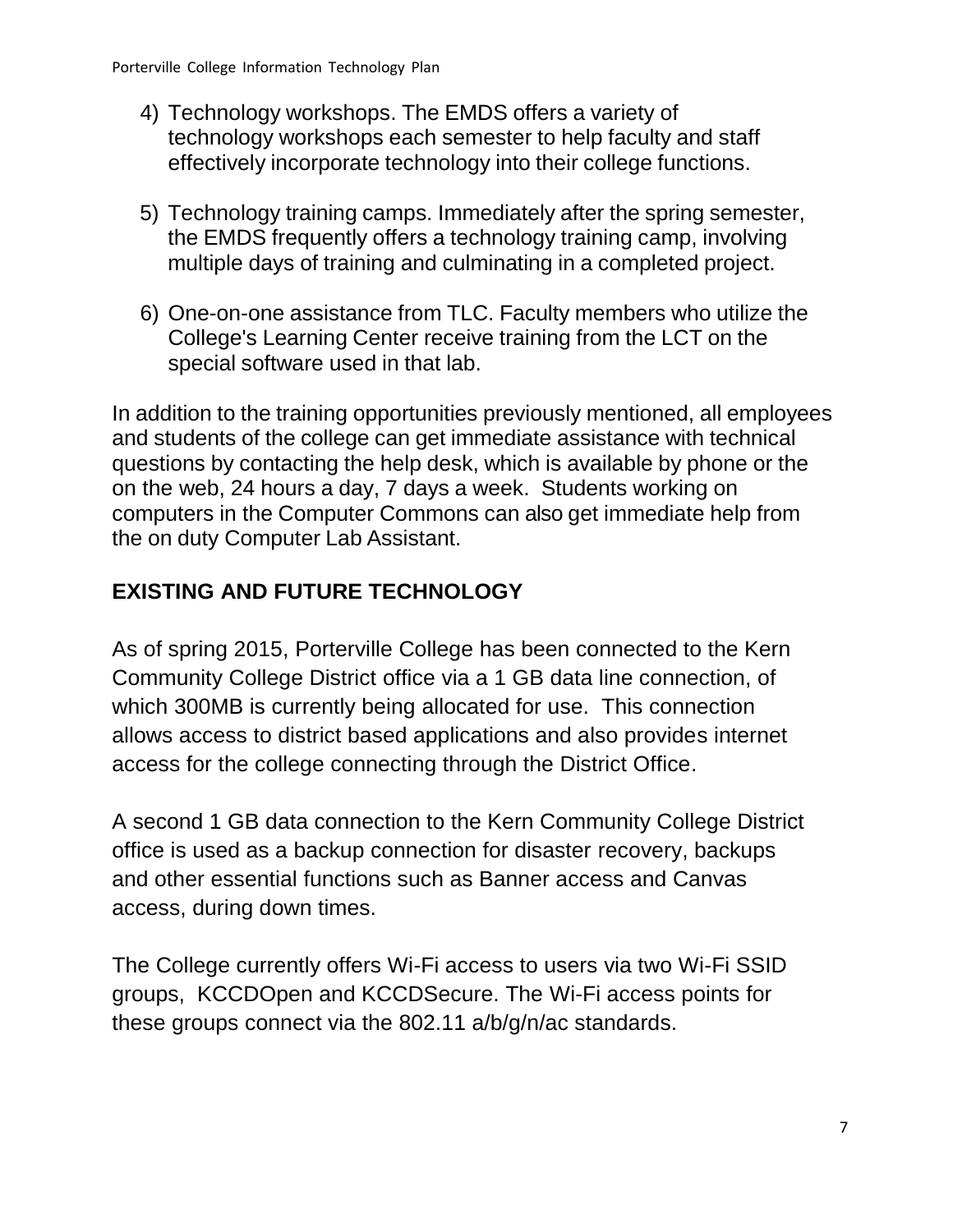4) Technology workshops. The EMDS offers a variety of technology workshops each semester to help faculty and staff effectively incorporate technology into their college functions.

5) Technology training camps. Immediately after the spring semester, the EMDS frequently offers a technology training camp, involving multiple days of training and culminating in a completed project.

6) One-on-one assistance from TLC. Faculty members who utilize the College's Learning Center receive training from the LCT on the special software used in that lab.

In addition to the training opportunities previously mentioned, all employees and students of the college can get immediate assistance with technical questions by contacting the help desk, which is available by phone or the on the web, 24 hours a day, 7 days a week. Students working on computers in the Computer Commons can also get immediate help from the on duty Computer Lab Assistant.

## EXISTING AND FUTURE TECHNOLOGY

As of spring 2015, Porterville College has been connected to the Kern Community College District office via a 1 GB data line connection, of which 300MB is currently being allocated for use. This connection allows access to district based applications and also provides internet access for the college connecting through the District Office.

A second 1 GB data connection to the Kern Community College District office is used as a backup connection for disaster recovery, backups and other essential functions such as Banner access and Canvas access, during down times.

The College currently offers Wi-Fi access to users via two Wi-Fi SSID groups, KCCDOpen and KCCDSecure. The Wi-Fi access points for these groups connect via the 802.11 a/b/g/n/ac standards.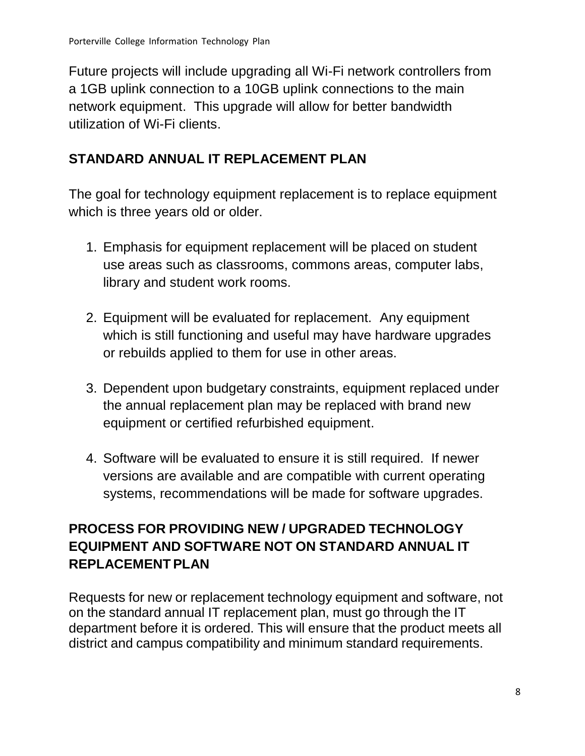Future projects will include upgrading all Wi-Fi network controllers from a 1GB uplink connection to a 10GB uplink connections to the main network equipment. This upgrade will allow for better bandwidth utilization of Wi-Fi clients.

## STANDARD ANNUAL IT REPLACEMENT PLAN

The goal for technology equipment replacement is to replace equipment which is three years old or older.

1. Emphasis for equipment replacement will be placed on student use areas such as classrooms, commons areas, computer labs, library and student work rooms.

2. Equipment will be evaluated for replacement. Any equipment which is still functioning and useful may have hardware upgrades or rebuilds applied to them for use in other areas.

3. Dependent upon budgetary constraints, equipment replaced under the annual replacement plan may be replaced with brand new equipment or certified refurbished equipment.

4. Software will be evaluated to ensure it is still required. If newer versions are available and are compatible with current operating systems, recommendations will be made for software upgrades.

## PROCESS FOR PROVIDING NEW / UPGRADED TECHNOLOGY EQUIPMENT AND SOFTWARE NOT ON STANDARD ANNUAL IT REPLACEMENT PLAN

Requests for new or replacement technology equipment and software, not on the standard annual IT replacement plan, must go through the IT department before it is ordered. This will ensure that the product meets all district and campus compatibility and minimum standard requirements.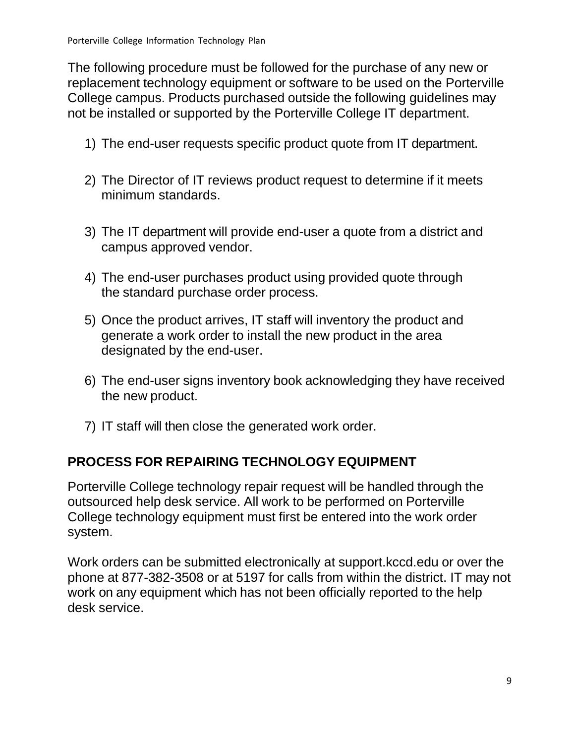The following procedure must be followed for the purchase of any new or replacement technology equipment or software to be used on the Porterville College campus. Products purchased outside the following guidelines may not be installed or supported by the Porterville College IT department.

1) The end-user requests specific product quote from IT department.

2) The Director of IT reviews product request to determine if it meets minimum standards.

3) The IT department will provide end-user a quote from a district and campus approved vendor.

4) The end-user purchases product using provided quote through the standard purchase order process.

5) Once the product arrives, IT staff will inventory the product and generate a work order to install the new product in the area designated by the end-user.

6) The end-user signs inventory book acknowledging they have received the new product.

7) IT staff will then close the generated work order.

## PROCESS FOR REPAIRING TECHNOLOGY EQUIPMENT

Porterville College technology repair request will be handled through the outsourced help desk service. All work to be performed on Porterville College technology equipment must first be entered into the work order system.

Work orders can be submitted electronically at support.kccd.edu or over the phone at 877-382-3508 or at 5197 for calls from within the district. IT may not work on any equipment which has not been officially reported to the help desk service.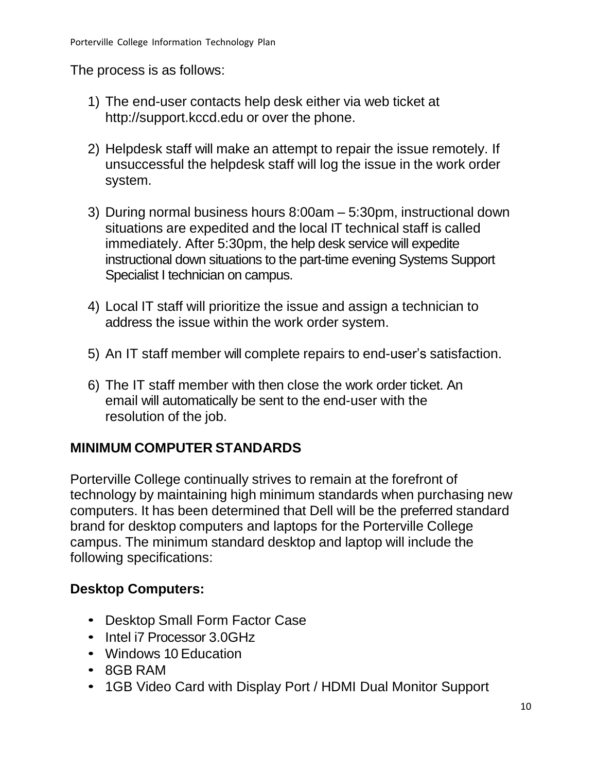The process is as follows:

1) The end-user contacts help desk either via web ticket at http://support.kccd.edu or over the phone.

2) Helpdesk staff will make an attempt to repair the issue remotely. If unsuccessful the helpdesk staff will log the issue in the work order system.

3) During normal business hours 8:00am – 5:30pm, instructional down situations are expedited and the local IT technical staff is called immediately. After 5:30pm, the help desk service will expedite instructional down situations to the part-time evening Systems Support Specialist I technician on campus.

4) Local IT staff will prioritize the issue and assign a technician to address the issue within the work order system.

5) An IT staff member will complete repairs to end-user's satisfaction.

6) The IT staff member with then close the work order ticket. An email will automatically be sent to the end-user with the resolution of the job.

## MINIMUM COMPUTER STANDARDS

Porterville College continually strives to remain at the forefront of technology by maintaining high minimum standards when purchasing new computers. It has been determined that Dell will be the preferred standard brand for desktop computers and laptops for the Porterville College campus. The minimum standard desktop and laptop will include the following specifications:

### Desktop Computers:

- Desktop Small Form Factor Case
- Intel i7 Processor 3.0GHz
- Windows 10 Education
- 8GB RAM
- 1GB Video Card with Display Port / HDMI Dual Monitor Support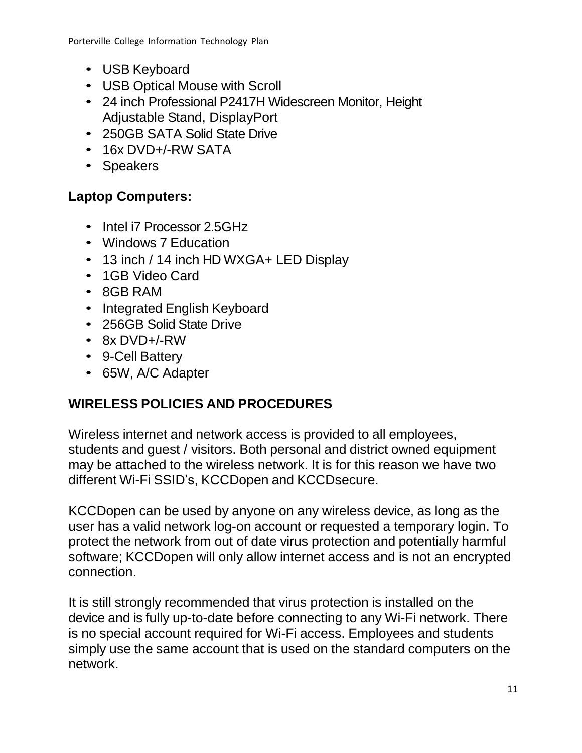- USB Keyboard
- USB Optical Mouse with Scroll
- 24 inch Professional P2417H Widescreen Monitor, Height Adjustable Stand, DisplayPort
- 250GB SATA Solid State Drive
- 16x DVD+/-RW SATA
- Speakers

### Laptop Computers:

- Intel i7 Processor 2.5GHz
- Windows 7 Education
- 13 inch / 14 inch HD WXGA+ LED Display
- 1GB Video Card
- 8GB RAM
- Integrated English Keyboard
- 256GB Solid State Drive
- 8x DVD+/-RW
- 9-Cell Battery
- 65W, A/C Adapter

## WIRELESS POLICIES AND PROCEDURES

Wireless internet and network access is provided to all employees, students and guest / visitors. Both personal and district owned equipment may be attached to the wireless network. It is for this reason we have two different Wi-Fi SSID's, KCCDopen and KCCDsecure.

KCCDopen can be used by anyone on any wireless device, as long as the user has a valid network log-on account or requested a temporary login. To protect the network from out of date virus protection and potentially harmful software; KCCDopen will only allow internet access and is not an encrypted connection.

It is still strongly recommended that virus protection is installed on the device and is fully up-to-date before connecting to any Wi-Fi network. There is no special account required for Wi-Fi access. Employees and students simply use the same account that is used on the standard computers on the network.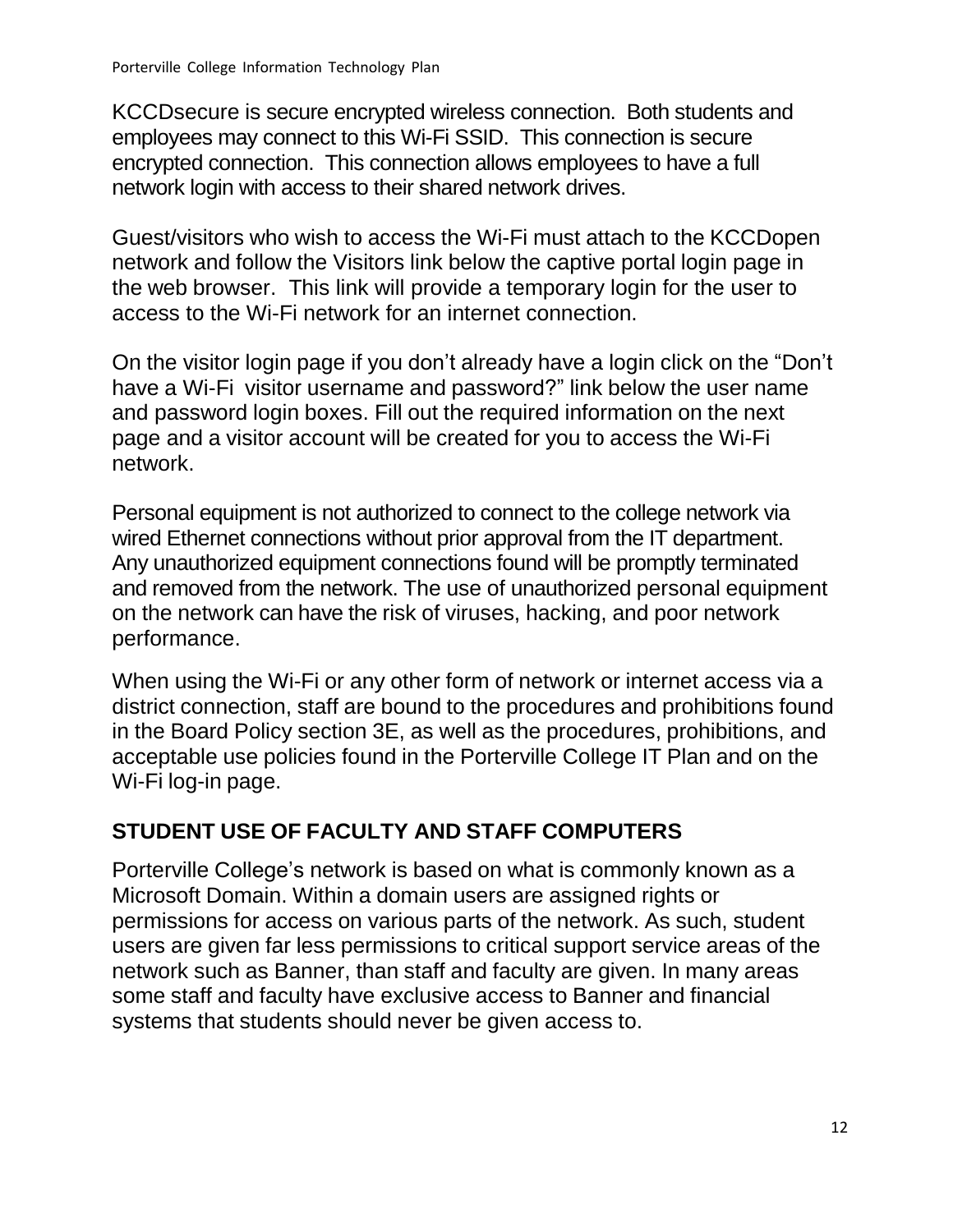KCCDsecure is secure encrypted wireless connection. Both students and employees may connect to this Wi-Fi SSID. This connection is secure encrypted connection. This connection allows employees to have a full network login with access to their shared network drives.

Guest/visitors who wish to access the Wi-Fi must attach to the KCCDopen network and follow the Visitors link below the captive portal login page in the web browser. This link will provide a temporary login for the user to access to the Wi-Fi network for an internet connection.

On the visitor login page if you don't already have a login click on the "Don't have a Wi-Fi visitor username and password?" link below the user name and password login boxes. Fill out the required information on the next page and a visitor account will be created for you to access the Wi-Fi network.

Personal equipment is not authorized to connect to the college network via wired Ethernet connections without prior approval from the IT department. Any unauthorized equipment connections found will be promptly terminated and removed from the network. The use of unauthorized personal equipment on the network can have the risk of viruses, hacking, and poor network performance.

When using the Wi-Fi or any other form of network or internet access via a district connection, staff are bound to the procedures and prohibitions found in the Board Policy section 3E, as well as the procedures, prohibitions, and acceptable use policies found in the Porterville College IT Plan and on the Wi-Fi log-in page.

## STUDENT USE OF FACULTY AND STAFF COMPUTERS

Porterville College's network is based on what is commonly known as a Microsoft Domain. Within a domain users are assigned rights or permissions for access on various parts of the network. As such, student users are given far less permissions to critical support service areas of the network such as Banner, than staff and faculty are given. In many areas some staff and faculty have exclusive access to Banner and financial systems that students should never be given access to.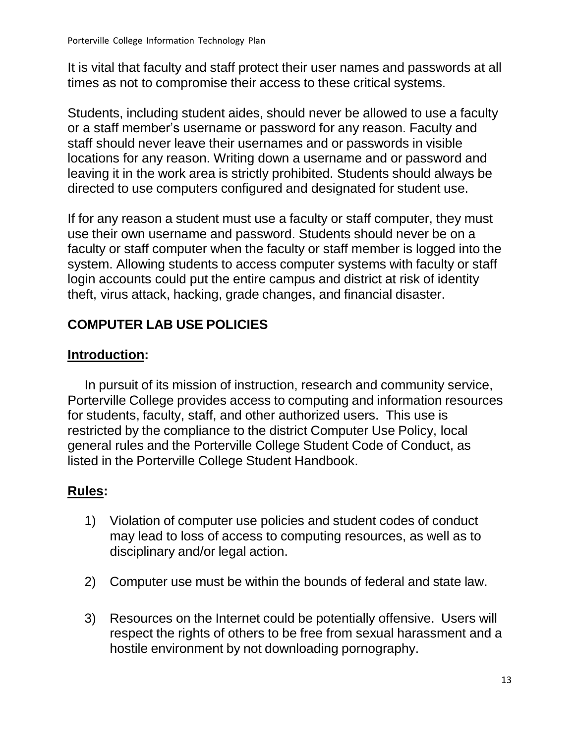It is vital that faculty and staff protect their user names and passwords at all times as not to compromise their access to these critical systems.

Students, including student aides, should never be allowed to use a faculty or a staff member's username or password for any reason. Faculty and staff should never leave their usernames and or passwords in visible locations for any reason. Writing down a username and or password and leaving it in the work area is strictly prohibited. Students should always be directed to use computers configured and designated for student use.

If for any reason a student must use a faculty or staff computer, they must use their own username and password. Students should never be on a faculty or staff computer when the faculty or staff member is logged into the system. Allowing students to access computer systems with faculty or staff login accounts could put the entire campus and district at risk of identity theft, virus attack, hacking, grade changes, and financial disaster.

## COMPUTER LAB USE POLICIES

### **Introduction:**

In pursuit of its mission of instruction, research and community service, Porterville College provides access to computing and information resources for students, faculty, staff, and other authorized users. This use is restricted by the compliance to the district Computer Use Policy, local general rules and the Porterville College Student Code of Conduct, as listed in the Porterville College Student Handbook.

### **Rules:**

1) Violation of computer use policies and student codes of conduct may lead to loss of access to computing resources, as well as to disciplinary and/or legal action.

2) Computer use must be within the bounds of federal and state law.

3) Resources on the Internet could be potentially offensive. Users will respect the rights of others to be free from sexual harassment and a hostile environment by not downloading pornography.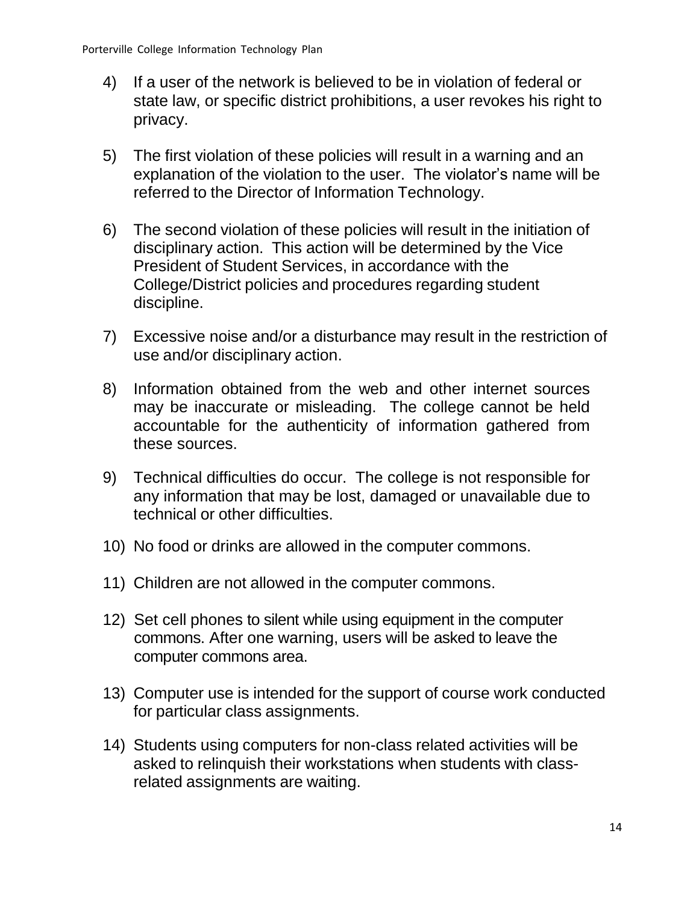4) If a user of the network is believed to be in violation of federal or state law, or specific district prohibitions, a user revokes his right to privacy.

5) The first violation of these policies will result in a warning and an explanation of the violation to the user. The violator's name will be referred to the Director of Information Technology.

6) The second violation of these policies will result in the initiation of disciplinary action. This action will be determined by the Vice President of Student Services, in accordance with the College/District policies and procedures regarding student discipline.

7) Excessive noise and/or a disturbance may result in the restriction of use and/or disciplinary action.

8) Information obtained from the web and other internet sources may be inaccurate or misleading. The college cannot be held accountable for the authenticity of information gathered from these sources.

9) Technical difficulties do occur. The college is not responsible for any information that may be lost, damaged or unavailable due to technical or other difficulties.

10) No food or drinks are allowed in the computer commons.

11) Children are not allowed in the computer commons.

12) Set cell phones to silent while using equipment in the computer commons. After one warning, users will be asked to leave the computer commons area.

13) Computer use is intended for the support of course work conducted for particular class assignments.

14) Students using computers for non-class related activities will be asked to relinquish their workstations when students with class-related assignments are waiting.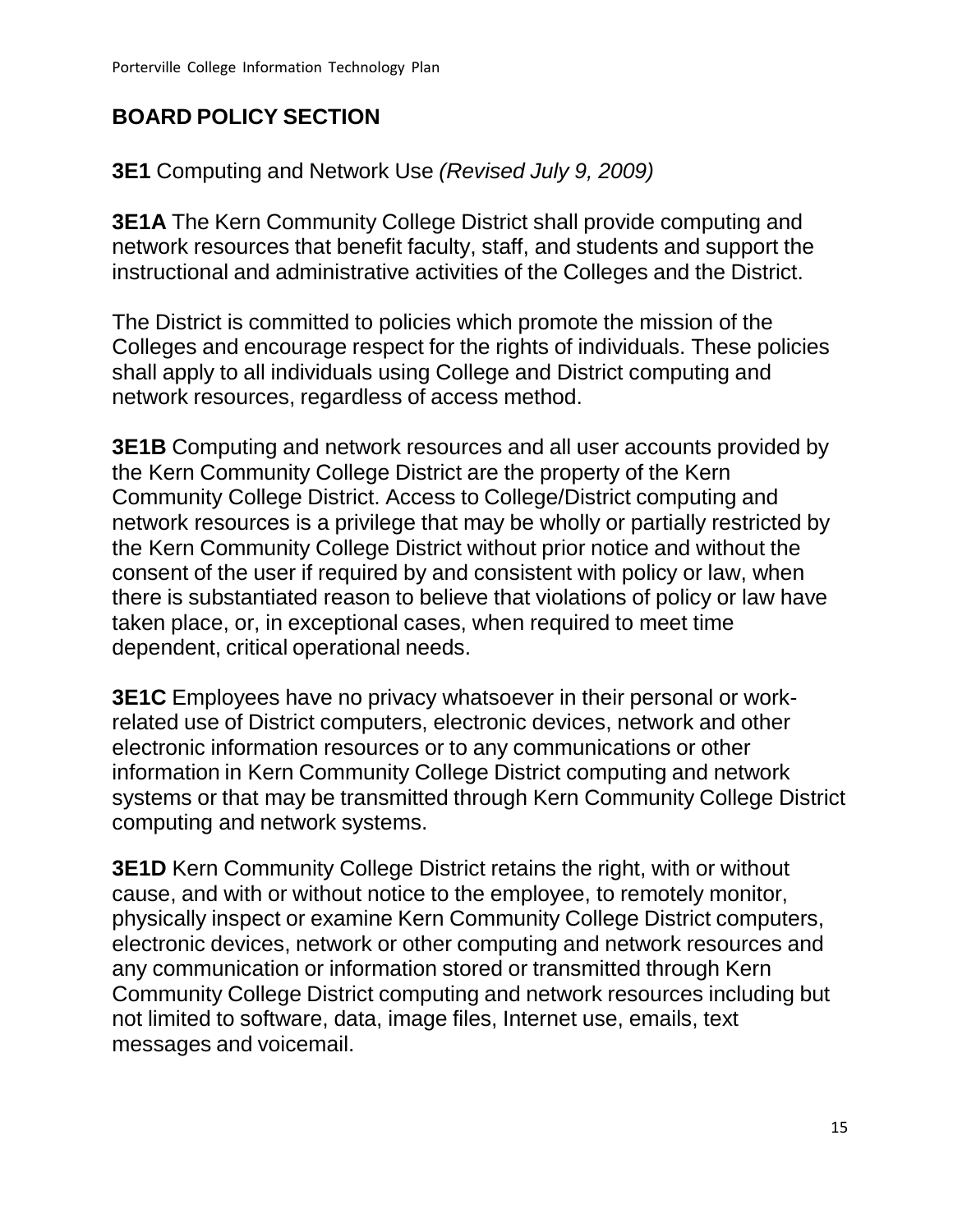## BOARD POLICY SECTION

**3E1** Computing and Network Use *(Revised July 9, 2009)*

**3E1A** The Kern Community College District shall provide computing and network resources that benefit faculty, staff, and students and support the instructional and administrative activities of the Colleges and the District.

The District is committed to policies which promote the mission of the Colleges and encourage respect for the rights of individuals. These policies shall apply to all individuals using College and District computing and network resources, regardless of access method.

**3E1B** Computing and network resources and all user accounts provided by the Kern Community College District are the property of the Kern Community College District. Access to College/District computing and network resources is a privilege that may be wholly or partially restricted by the Kern Community College District without prior notice and without the consent of the user if required by and consistent with policy or law, when there is substantiated reason to believe that violations of policy or law have taken place, or, in exceptional cases, when required to meet time dependent, critical operational needs.

**3E1C** Employees have no privacy whatsoever in their personal or work-related use of District computers, electronic devices, network and other electronic information resources or to any communications or other information in Kern Community College District computing and network systems or that may be transmitted through Kern Community College District computing and network systems.

**3E1D** Kern Community College District retains the right, with or without cause, and with or without notice to the employee, to remotely monitor, physically inspect or examine Kern Community College District computers, electronic devices, network or other computing and network resources and any communication or information stored or transmitted through Kern Community College District computing and network resources including but not limited to software, data, image files, Internet use, emails, text messages and voicemail.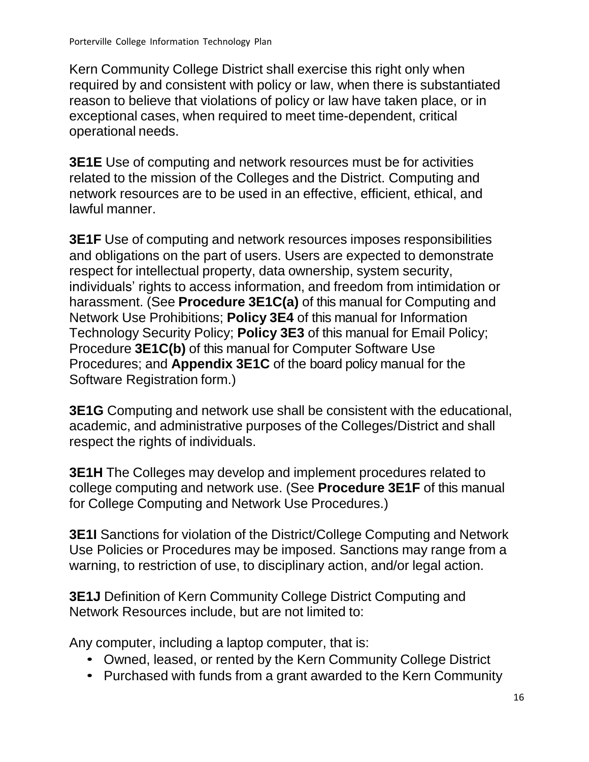Kern Community College District shall exercise this right only when required by and consistent with policy or law, when there is substantiated reason to believe that violations of policy or law have taken place, or in exceptional cases, when required to meet time-dependent, critical operational needs.

**3E1E** Use of computing and network resources must be for activities related to the mission of the Colleges and the District. Computing and network resources are to be used in an effective, efficient, ethical, and lawful manner.

**3E1F** Use of computing and network resources imposes responsibilities and obligations on the part of users. Users are expected to demonstrate respect for intellectual property, data ownership, system security, individuals' rights to access information, and freedom from intimidation or harassment. (See **Procedure 3E1C(a)** of this manual for Computing and Network Use Prohibitions; **Policy 3E4** of this manual for Information Technology Security Policy; **Policy 3E3** of this manual for Email Policy; Procedure **3E1C(b)** of this manual for Computer Software Use Procedures; and **Appendix 3E1C** of the board policy manual for the Software Registration form.)

**3E1G** Computing and network use shall be consistent with the educational, academic, and administrative purposes of the Colleges/District and shall respect the rights of individuals.

**3E1H** The Colleges may develop and implement procedures related to college computing and network use. (See **Procedure 3E1F** of this manual for College Computing and Network Use Procedures.)

**3E1I** Sanctions for violation of the District/College Computing and Network Use Policies or Procedures may be imposed. Sanctions may range from a warning, to restriction of use, to disciplinary action, and/or legal action.

**3E1J** Definition of Kern Community College District Computing and Network Resources include, but are not limited to:

Any computer, including a laptop computer, that is:

- Owned, leased, or rented by the Kern Community College District
- Purchased with funds from a grant awarded to the Kern Community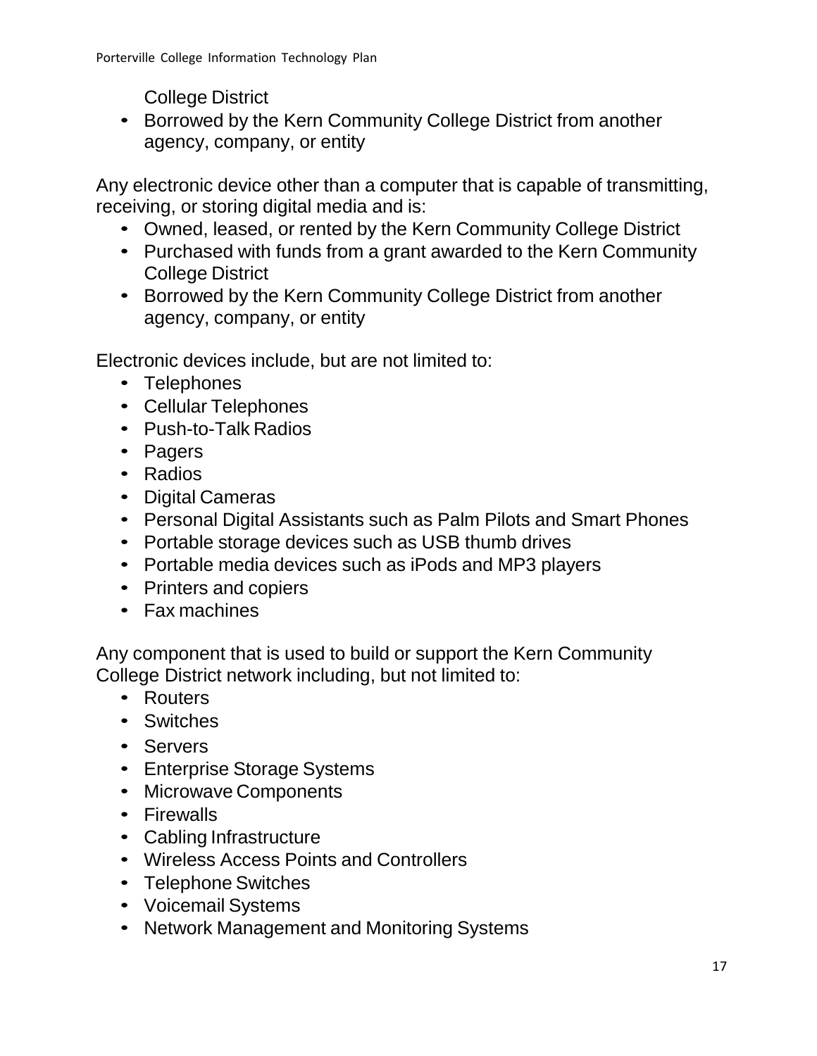College District
- Borrowed by the Kern Community College District from another agency, company, or entity

Any electronic device other than a computer that is capable of transmitting, receiving, or storing digital media and is:

- Owned, leased, or rented by the Kern Community College District
- Purchased with funds from a grant awarded to the Kern Community College District
- Borrowed by the Kern Community College District from another agency, company, or entity

Electronic devices include, but are not limited to:

- Telephones
- Cellular Telephones
- Push-to-Talk Radios
- Pagers
- Radios
- Digital Cameras
- Personal Digital Assistants such as Palm Pilots and Smart Phones
- Portable storage devices such as USB thumb drives
- Portable media devices such as iPods and MP3 players
- Printers and copiers
- Fax machines

Any component that is used to build or support the Kern Community College District network including, but not limited to:

- Routers
- Switches
- Servers
- Enterprise Storage Systems
- Microwave Components
- Firewalls
- Cabling Infrastructure
- Wireless Access Points and Controllers
- Telephone Switches
- Voicemail Systems
- Network Management and Monitoring Systems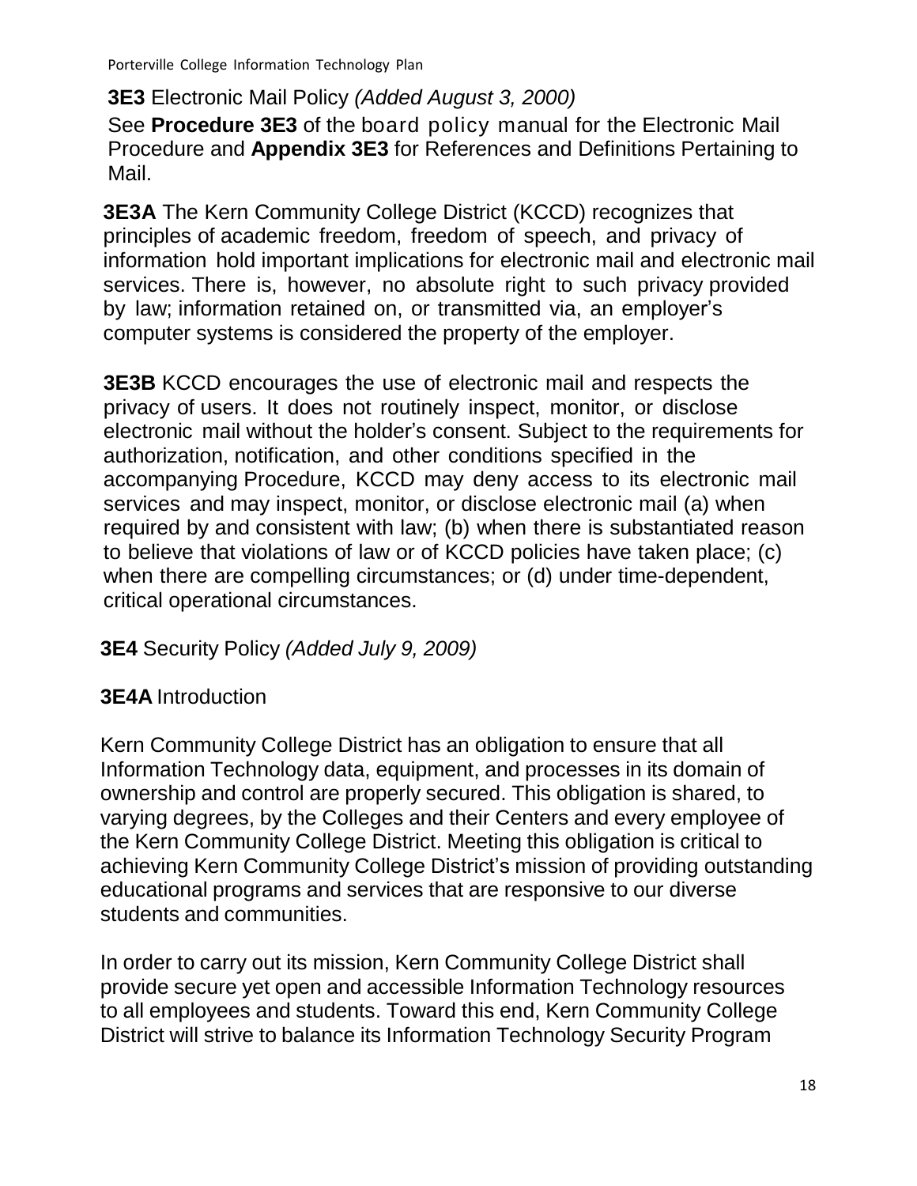**3E3** Electronic Mail Policy *(Added August 3, 2000)*

See **Procedure 3E3** of the board policy manual for the Electronic Mail Procedure and **Appendix 3E3** for References and Definitions Pertaining to Mail.

**3E3A** The Kern Community College District (KCCD) recognizes that principles of academic freedom, freedom of speech, and privacy of information hold important implications for electronic mail and electronic mail services. There is, however, no absolute right to such privacy provided by law; information retained on, or transmitted via, an employer's computer systems is considered the property of the employer.

**3E3B** KCCD encourages the use of electronic mail and respects the privacy of users. It does not routinely inspect, monitor, or disclose electronic mail without the holder's consent. Subject to the requirements for authorization, notification, and other conditions specified in the accompanying Procedure, KCCD may deny access to its electronic mail services and may inspect, monitor, or disclose electronic mail (a) when required by and consistent with law; (b) when there is substantiated reason to believe that violations of law or of KCCD policies have taken place; (c) when there are compelling circumstances; or (d) under time-dependent, critical operational circumstances.

**3E4** Security Policy *(Added July 9, 2009)*

**3E4A** Introduction

Kern Community College District has an obligation to ensure that all Information Technology data, equipment, and processes in its domain of ownership and control are properly secured. This obligation is shared, to varying degrees, by the Colleges and their Centers and every employee of the Kern Community College District. Meeting this obligation is critical to achieving Kern Community College District's mission of providing outstanding educational programs and services that are responsive to our diverse students and communities.

In order to carry out its mission, Kern Community College District shall provide secure yet open and accessible Information Technology resources to all employees and students. Toward this end, Kern Community College District will strive to balance its Information Technology Security Program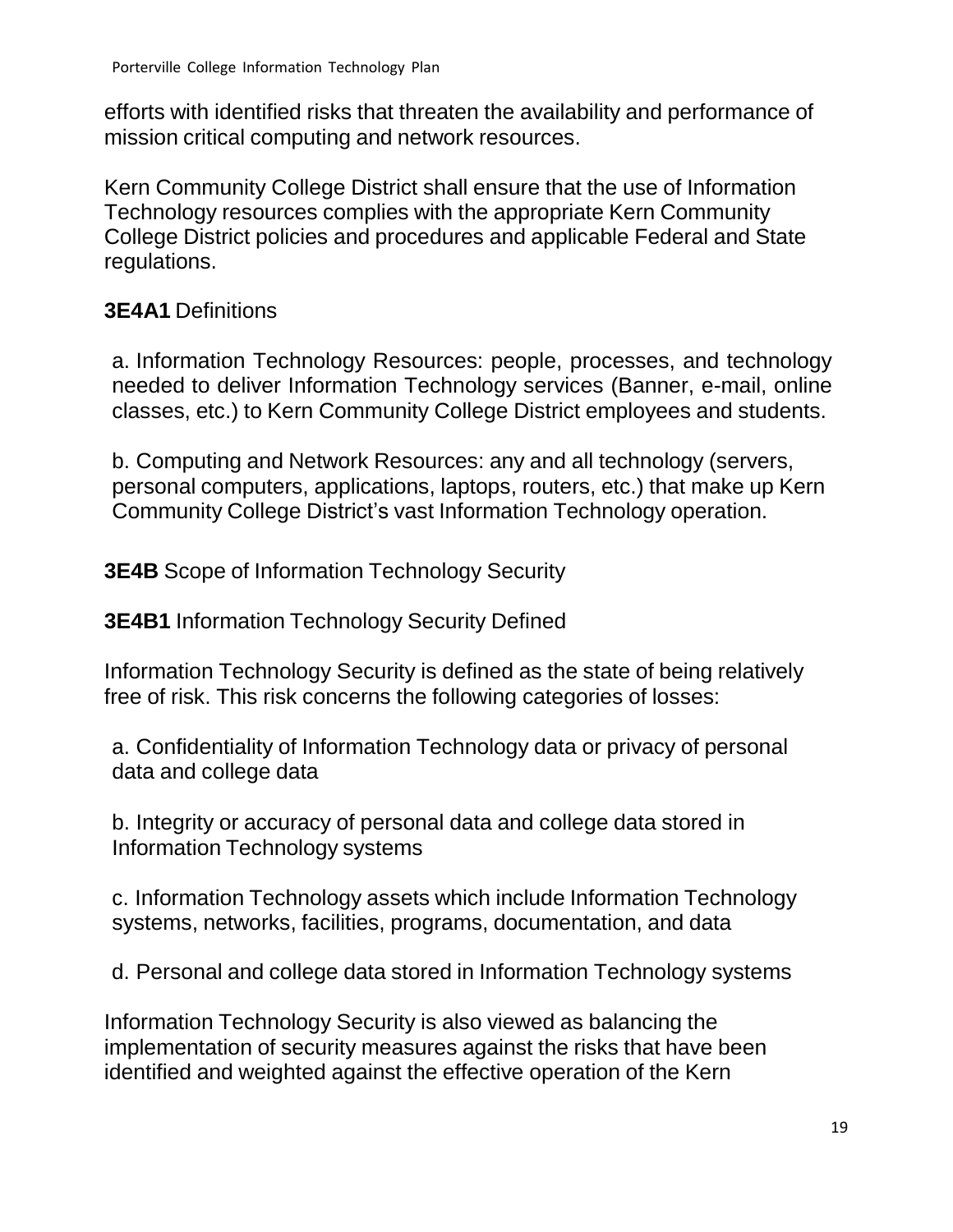efforts with identified risks that threaten the availability and performance of mission critical computing and network resources.

Kern Community College District shall ensure that the use of Information Technology resources complies with the appropriate Kern Community College District policies and procedures and applicable Federal and State regulations.

**3E4A1** Definitions

a. Information Technology Resources: people, processes, and technology needed to deliver Information Technology services (Banner, e-mail, online classes, etc.) to Kern Community College District employees and students.

b. Computing and Network Resources: any and all technology (servers, personal computers, applications, laptops, routers, etc.) that make up Kern Community College District's vast Information Technology operation.

**3E4B** Scope of Information Technology Security

**3E4B1** Information Technology Security Defined

Information Technology Security is defined as the state of being relatively free of risk. This risk concerns the following categories of losses:

a. Confidentiality of Information Technology data or privacy of personal data and college data

b. Integrity or accuracy of personal data and college data stored in Information Technology systems

c. Information Technology assets which include Information Technology systems, networks, facilities, programs, documentation, and data

d. Personal and college data stored in Information Technology systems

Information Technology Security is also viewed as balancing the implementation of security measures against the risks that have been identified and weighted against the effective operation of the Kern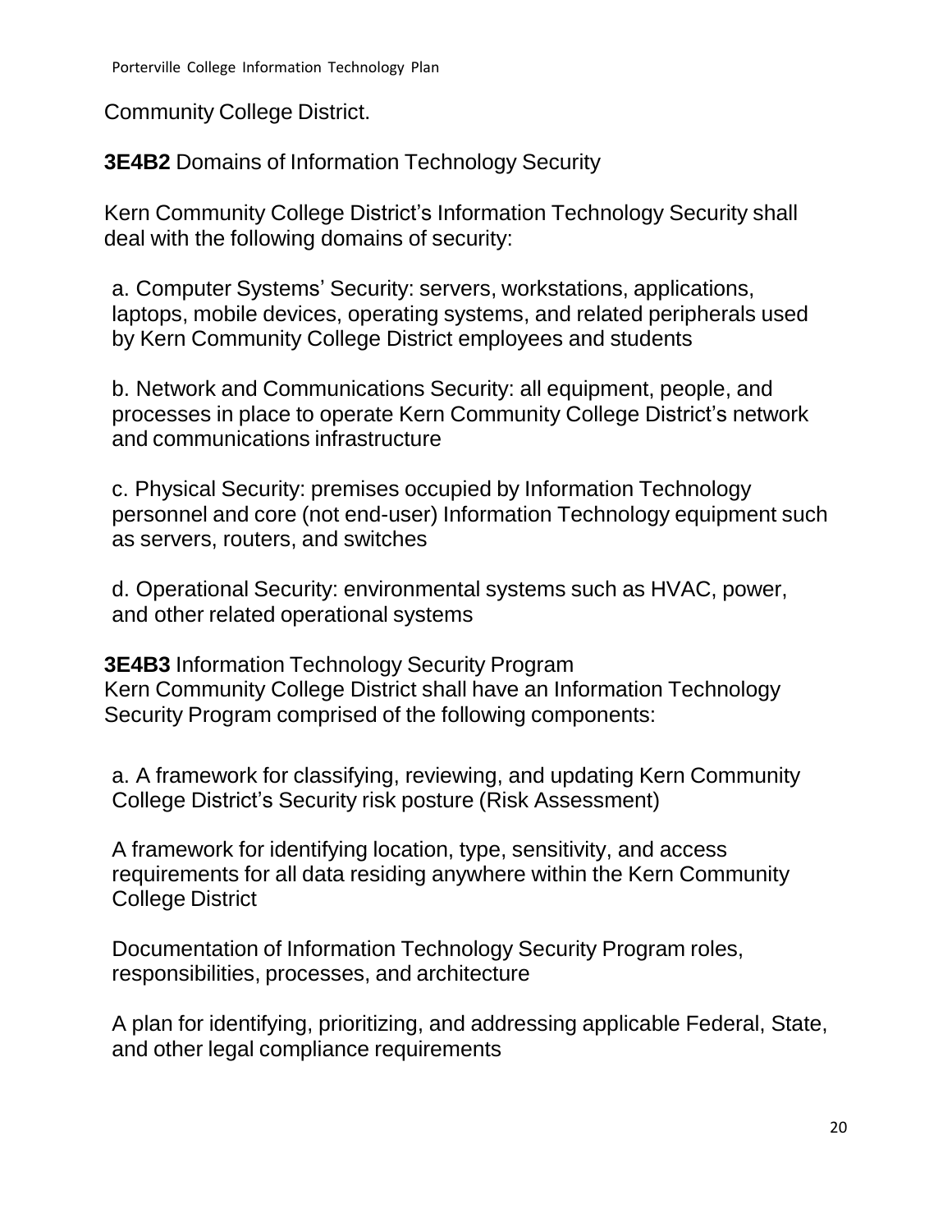Community College District.

**3E4B2** Domains of Information Technology Security

Kern Community College District's Information Technology Security shall deal with the following domains of security:

a. Computer Systems' Security: servers, workstations, applications, laptops, mobile devices, operating systems, and related peripherals used by Kern Community College District employees and students

b. Network and Communications Security: all equipment, people, and processes in place to operate Kern Community College District's network and communications infrastructure

c. Physical Security: premises occupied by Information Technology personnel and core (not end-user) Information Technology equipment such as servers, routers, and switches

d. Operational Security: environmental systems such as HVAC, power, and other related operational systems

**3E4B3** Information Technology Security Program
Kern Community College District shall have an Information Technology Security Program comprised of the following components:

a. A framework for classifying, reviewing, and updating Kern Community College District's Security risk posture (Risk Assessment)

A framework for identifying location, type, sensitivity, and access requirements for all data residing anywhere within the Kern Community College District

Documentation of Information Technology Security Program roles, responsibilities, processes, and architecture

A plan for identifying, prioritizing, and addressing applicable Federal, State, and other legal compliance requirements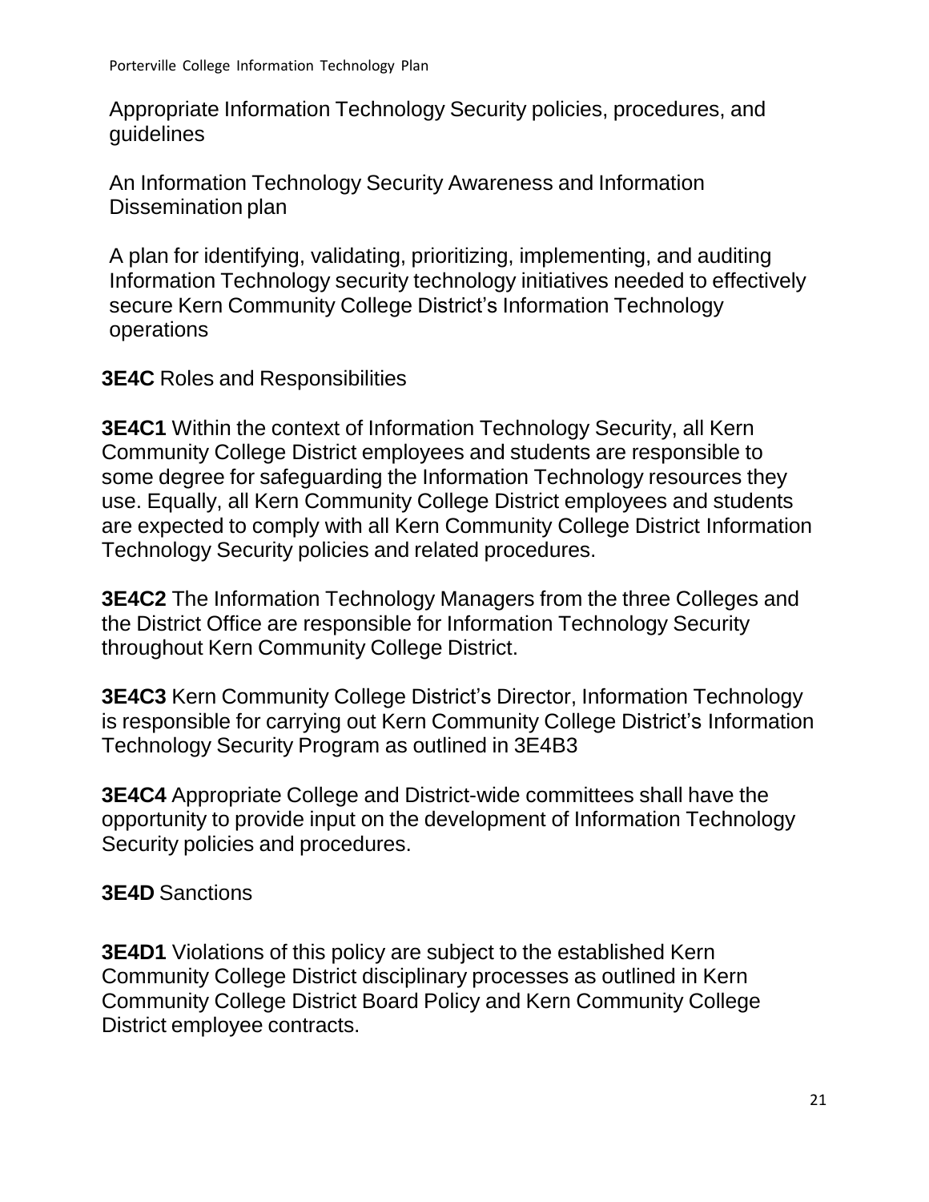Appropriate Information Technology Security policies, procedures, and guidelines

An Information Technology Security Awareness and Information Dissemination plan

A plan for identifying, validating, prioritizing, implementing, and auditing Information Technology security technology initiatives needed to effectively secure Kern Community College District's Information Technology operations

**3E4C** Roles and Responsibilities

**3E4C1** Within the context of Information Technology Security, all Kern Community College District employees and students are responsible to some degree for safeguarding the Information Technology resources they use. Equally, all Kern Community College District employees and students are expected to comply with all Kern Community College District Information Technology Security policies and related procedures.

**3E4C2** The Information Technology Managers from the three Colleges and the District Office are responsible for Information Technology Security throughout Kern Community College District.

**3E4C3** Kern Community College District's Director, Information Technology is responsible for carrying out Kern Community College District's Information Technology Security Program as outlined in 3E4B3

**3E4C4** Appropriate College and District-wide committees shall have the opportunity to provide input on the development of Information Technology Security policies and procedures.

**3E4D** Sanctions

**3E4D1** Violations of this policy are subject to the established Kern Community College District disciplinary processes as outlined in Kern Community College District Board Policy and Kern Community College District employee contracts.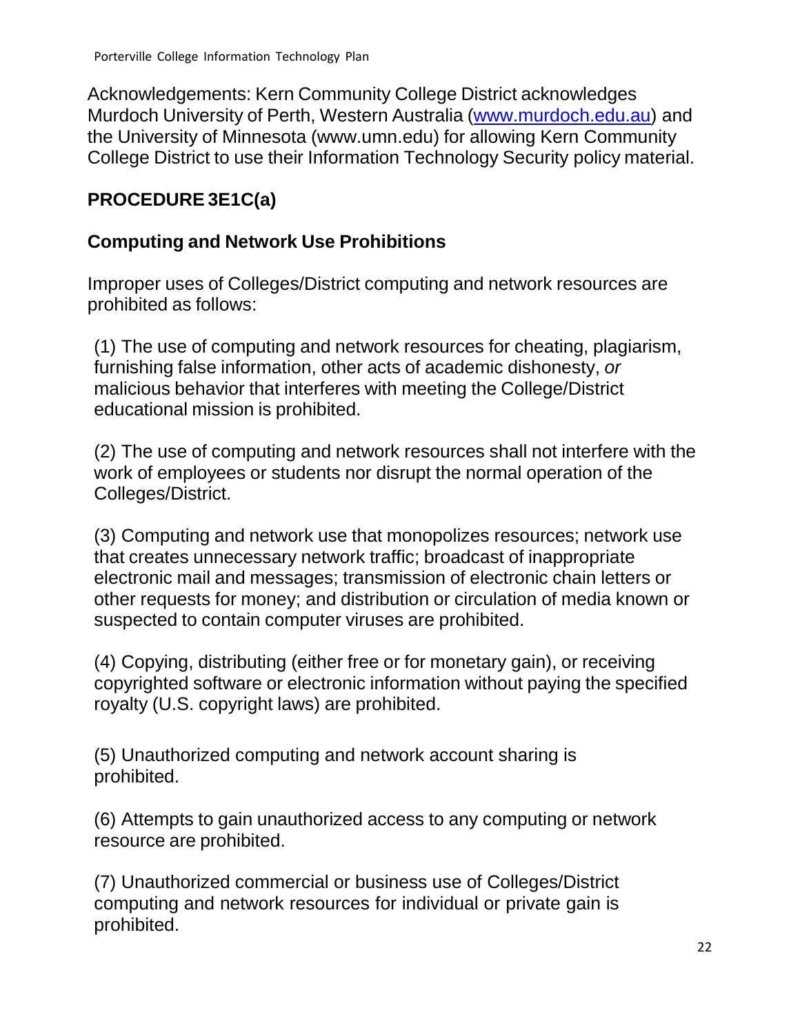Acknowledgements: Kern Community College District acknowledges Murdoch University of Perth, Western Australia ([www.murdoch.edu.au](http://www.murdoch.edu.au)) and the University of Minnesota (www.umn.edu) for allowing Kern Community College District to use their Information Technology Security policy material.

## PROCEDURE 3E1C(a)

### Computing and Network Use Prohibitions

Improper uses of Colleges/District computing and network resources are prohibited as follows:

(1) The use of computing and network resources for cheating, plagiarism, furnishing false information, other acts of academic dishonesty, *or* malicious behavior that interferes with meeting the College/District educational mission is prohibited.

(2) The use of computing and network resources shall not interfere with the work of employees or students nor disrupt the normal operation of the Colleges/District.

(3) Computing and network use that monopolizes resources; network use that creates unnecessary network traffic; broadcast of inappropriate electronic mail and messages; transmission of electronic chain letters or other requests for money; and distribution or circulation of media known or suspected to contain computer viruses are prohibited.

(4) Copying, distributing (either free or for monetary gain), or receiving copyrighted software or electronic information without paying the specified royalty (U.S. copyright laws) are prohibited.

(5) Unauthorized computing and network account sharing is prohibited.

(6) Attempts to gain unauthorized access to any computing or network resource are prohibited.

(7) Unauthorized commercial or business use of Colleges/District computing and network resources for individual or private gain is prohibited.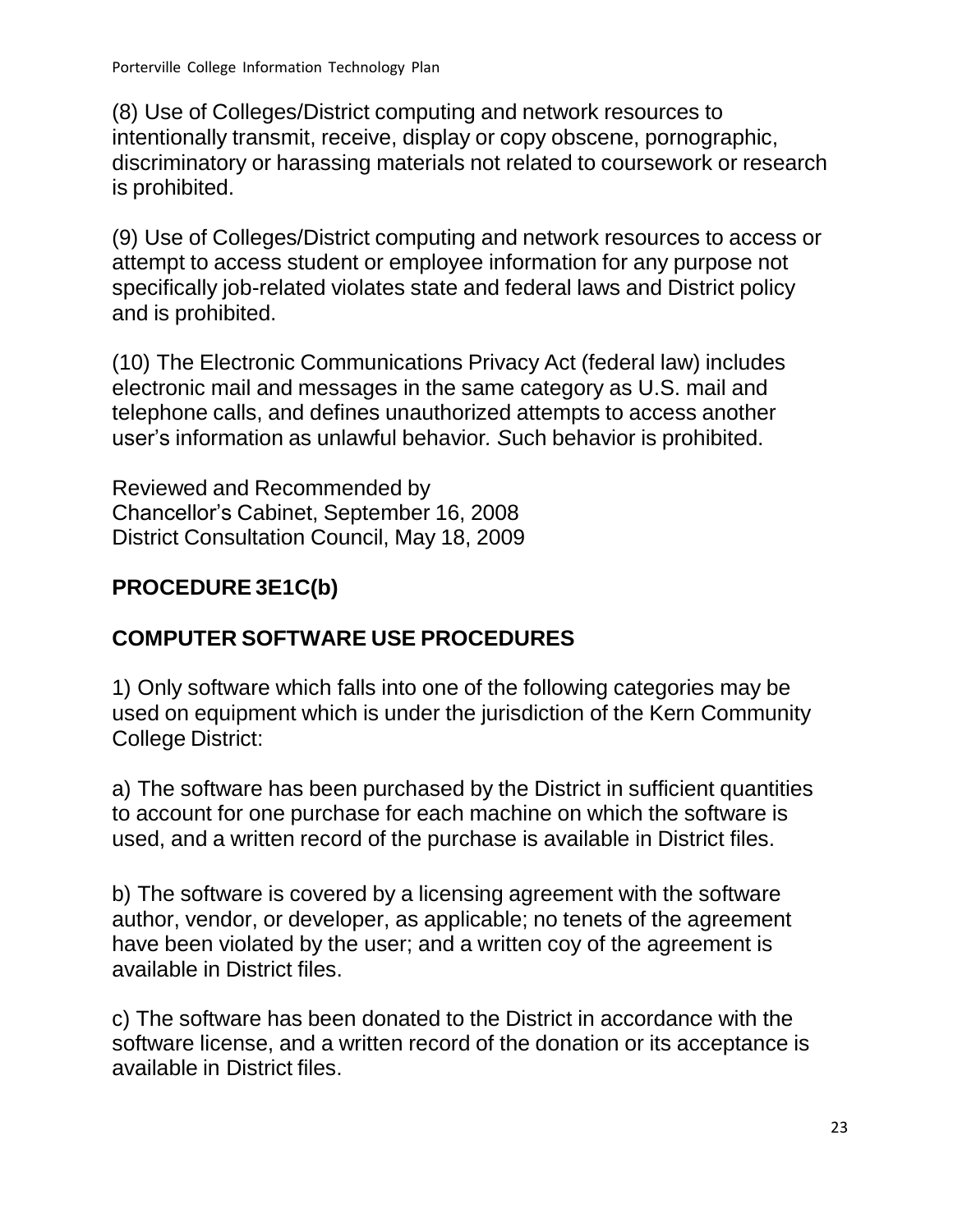(8) Use of Colleges/District computing and network resources to intentionally transmit, receive, display or copy obscene, pornographic, discriminatory or harassing materials not related to coursework or research is prohibited.

(9) Use of Colleges/District computing and network resources to access or attempt to access student or employee information for any purpose not specifically job-related violates state and federal laws and District policy and is prohibited.

(10) The Electronic Communications Privacy Act (federal law) includes electronic mail and messages in the same category as U.S. mail and telephone calls, and defines unauthorized attempts to access another user's information as unlawful behavior*. S*uch behavior is prohibited.

Reviewed and Recommended by
Chancellor's Cabinet, September 16, 2008
District Consultation Council, May 18, 2009

**PROCEDURE 3E1C(b)**

**COMPUTER SOFTWARE USE PROCEDURES**

1) Only software which falls into one of the following categories may be used on equipment which is under the jurisdiction of the Kern Community College District:

a) The software has been purchased by the District in sufficient quantities to account for one purchase for each machine on which the software is used, and a written record of the purchase is available in District files.

b) The software is covered by a licensing agreement with the software author, vendor, or developer, as applicable; no tenets of the agreement have been violated by the user; and a written coy of the agreement is available in District files.

c) The software has been donated to the District in accordance with the software license, and a written record of the donation or its acceptance is available in District files.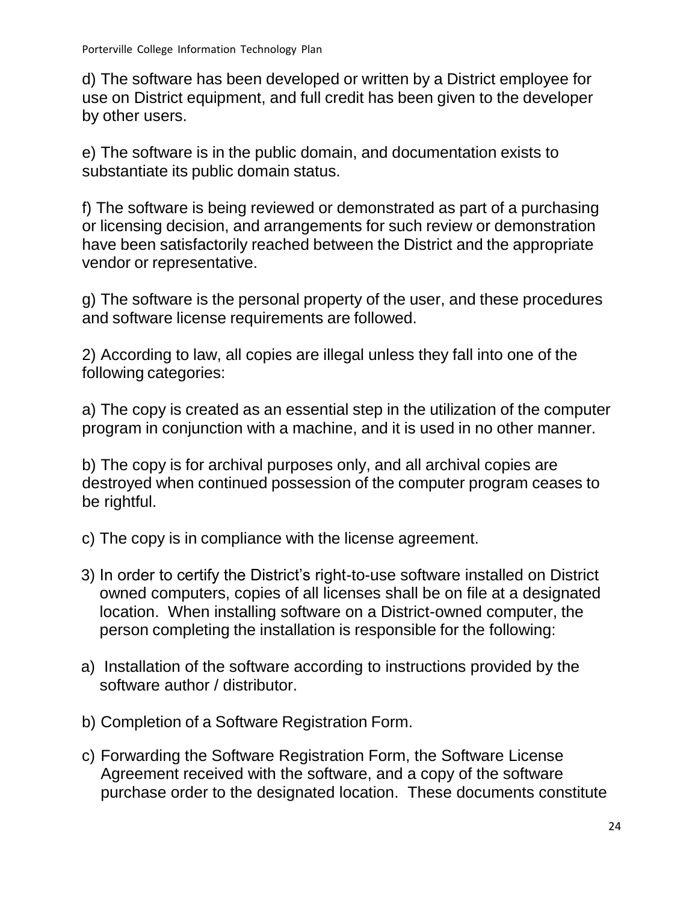d) The software has been developed or written by a District employee for use on District equipment, and full credit has been given to the developer by other users.

e) The software is in the public domain, and documentation exists to substantiate its public domain status.

f) The software is being reviewed or demonstrated as part of a purchasing or licensing decision, and arrangements for such review or demonstration have been satisfactorily reached between the District and the appropriate vendor or representative.

g) The software is the personal property of the user, and these procedures and software license requirements are followed.

2) According to law, all copies are illegal unless they fall into one of the following categories:

a) The copy is created as an essential step in the utilization of the computer program in conjunction with a machine, and it is used in no other manner.

b) The copy is for archival purposes only, and all archival copies are destroyed when continued possession of the computer program ceases to be rightful.

c) The copy is in compliance with the license agreement.

3) In order to certify the District's right-to-use software installed on District owned computers, copies of all licenses shall be on file at a designated location. When installing software on a District-owned computer, the person completing the installation is responsible for the following:

a) Installation of the software according to instructions provided by the software author / distributor.

b) Completion of a Software Registration Form.

c) Forwarding the Software Registration Form, the Software License Agreement received with the software, and a copy of the software purchase order to the designated location. These documents constitute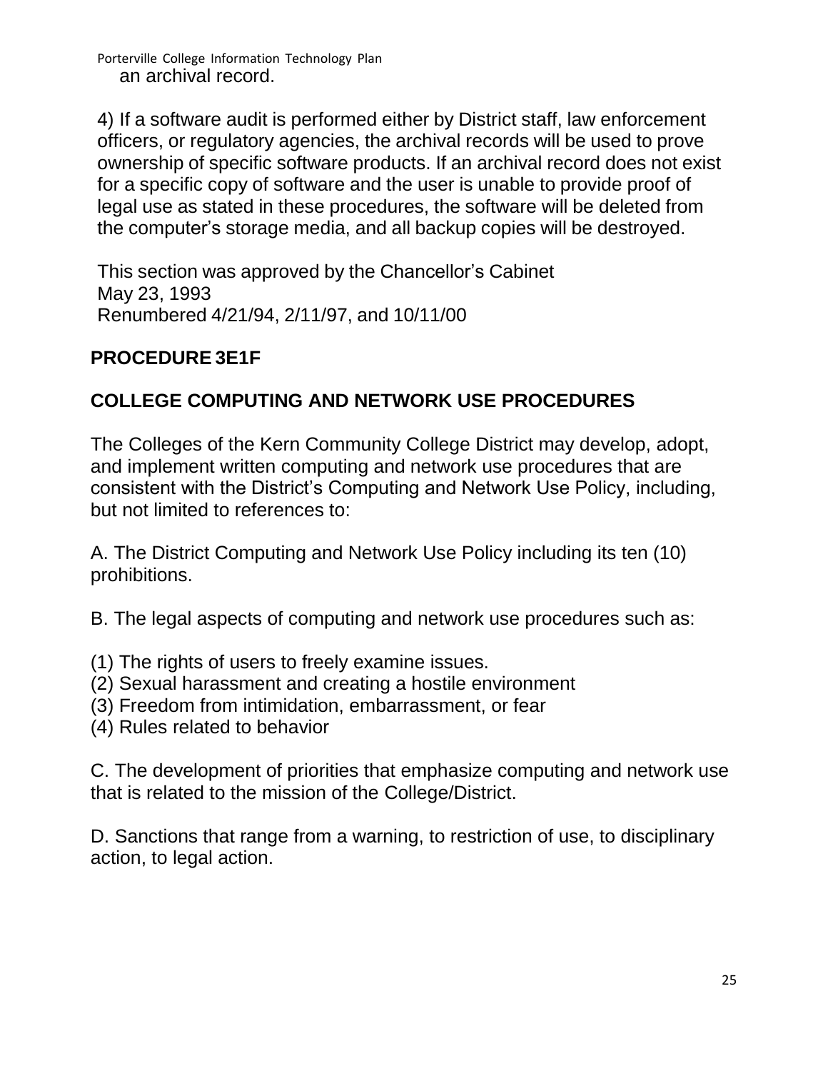an archival record.

4) If a software audit is performed either by District staff, law enforcement officers, or regulatory agencies, the archival records will be used to prove ownership of specific software products. If an archival record does not exist for a specific copy of software and the user is unable to provide proof of legal use as stated in these procedures, the software will be deleted from the computer's storage media, and all backup copies will be destroyed.

This section was approved by the Chancellor's Cabinet
May 23, 1993
Renumbered 4/21/94, 2/11/97, and 10/11/00

## PROCEDURE 3E1F

## COLLEGE COMPUTING AND NETWORK USE PROCEDURES

The Colleges of the Kern Community College District may develop, adopt, and implement written computing and network use procedures that are consistent with the District's Computing and Network Use Policy, including, but not limited to references to:

A. The District Computing and Network Use Policy including its ten (10) prohibitions.

B. The legal aspects of computing and network use procedures such as:

(1) The rights of users to freely examine issues.
(2) Sexual harassment and creating a hostile environment
(3) Freedom from intimidation, embarrassment, or fear
(4) Rules related to behavior

C. The development of priorities that emphasize computing and network use that is related to the mission of the College/District.

D. Sanctions that range from a warning, to restriction of use, to disciplinary action, to legal action.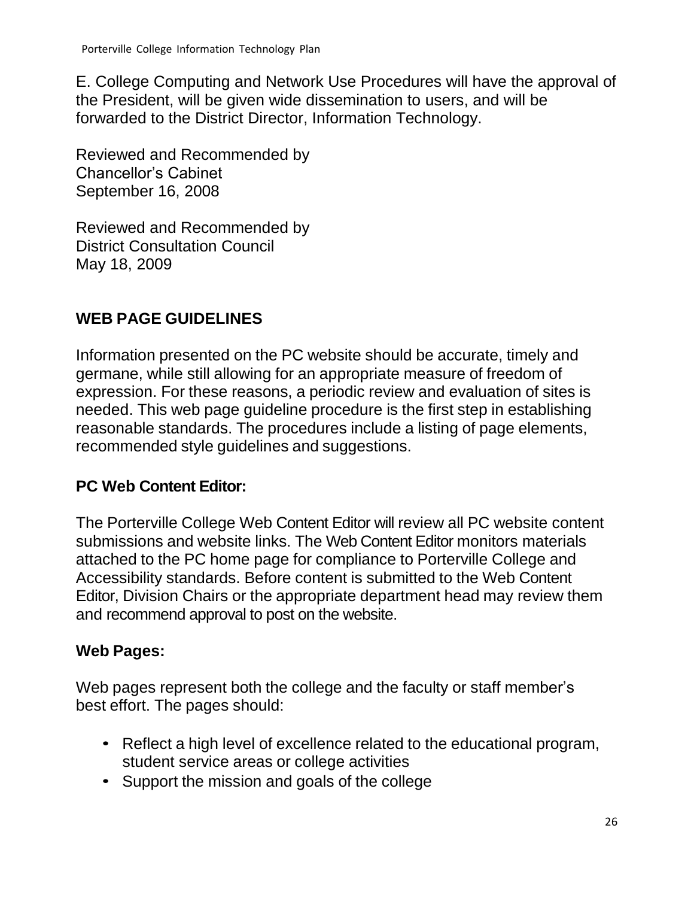E. College Computing and Network Use Procedures will have the approval of the President, will be given wide dissemination to users, and will be forwarded to the District Director, Information Technology.

Reviewed and Recommended by
Chancellor's Cabinet
September 16, 2008

Reviewed and Recommended by
District Consultation Council
May 18, 2009

## WEB PAGE GUIDELINES

Information presented on the PC website should be accurate, timely and germane, while still allowing for an appropriate measure of freedom of expression. For these reasons, a periodic review and evaluation of sites is needed. This web page guideline procedure is the first step in establishing reasonable standards. The procedures include a listing of page elements, recommended style guidelines and suggestions.

### PC Web Content Editor:

The Porterville College Web Content Editor will review all PC website content submissions and website links. The Web Content Editor monitors materials attached to the PC home page for compliance to Porterville College and Accessibility standards. Before content is submitted to the Web Content Editor, Division Chairs or the appropriate department head may review them and recommend approval to post on the website.

### Web Pages:

Web pages represent both the college and the faculty or staff member's best effort. The pages should:

- Reflect a high level of excellence related to the educational program, student service areas or college activities
- Support the mission and goals of the college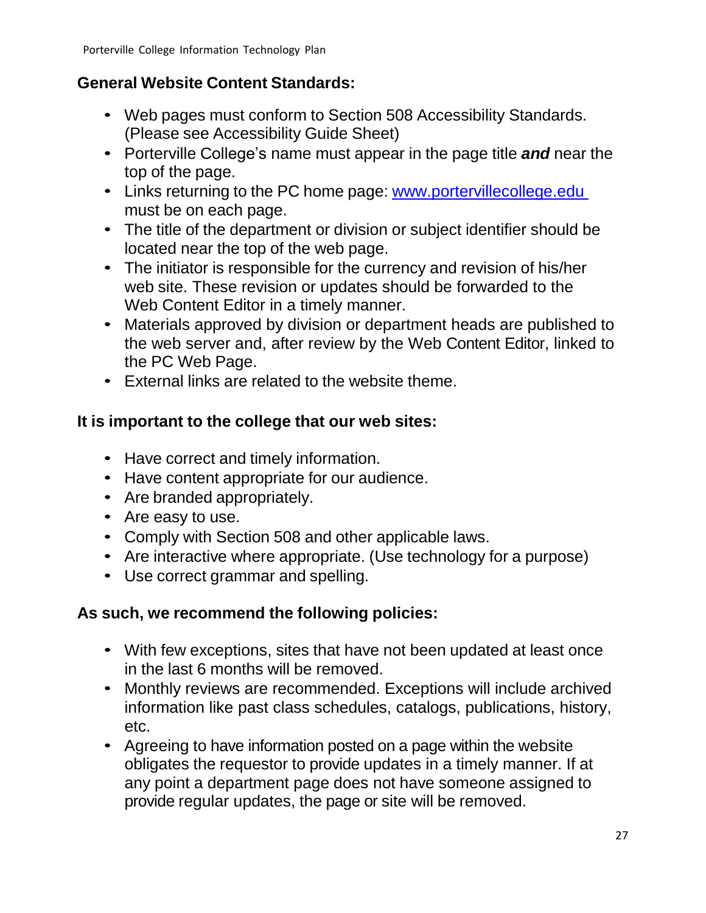## General Website Content Standards:

- Web pages must conform to Section 508 Accessibility Standards. (Please see Accessibility Guide Sheet)
- Porterville College's name must appear in the page title ***and*** near the top of the page.
- Links returning to the PC home page: [www.portervillecollege.edu](http://www.portervillecollege.edu) must be on each page.
- The title of the department or division or subject identifier should be located near the top of the web page.
- The initiator is responsible for the currency and revision of his/her web site. These revision or updates should be forwarded to the Web Content Editor in a timely manner.
- Materials approved by division or department heads are published to the web server and, after review by the Web Content Editor, linked to the PC Web Page.
- External links are related to the website theme.

## It is important to the college that our web sites:

- Have correct and timely information.
- Have content appropriate for our audience.
- Are branded appropriately.
- Are easy to use.
- Comply with Section 508 and other applicable laws.
- Are interactive where appropriate. (Use technology for a purpose)
- Use correct grammar and spelling.

## As such, we recommend the following policies:

- With few exceptions, sites that have not been updated at least once in the last 6 months will be removed.
- Monthly reviews are recommended. Exceptions will include archived information like past class schedules, catalogs, publications, history, etc.
- Agreeing to have information posted on a page within the website obligates the requestor to provide updates in a timely manner. If at any point a department page does not have someone assigned to provide regular updates, the page or site will be removed.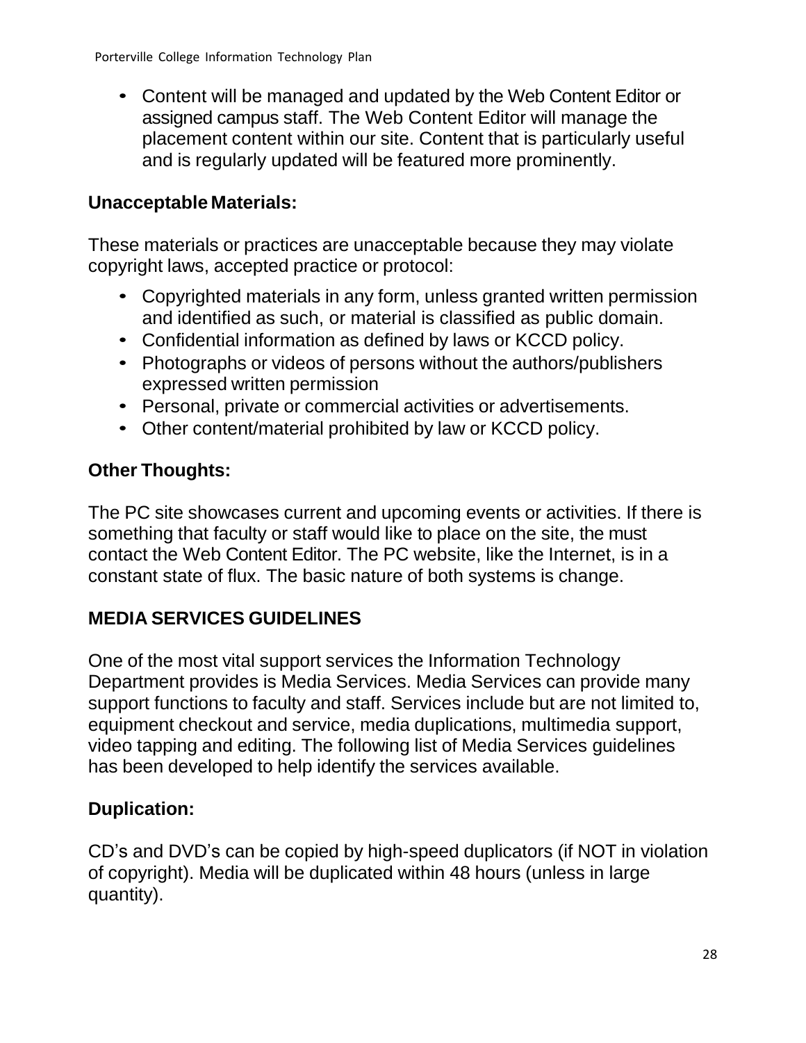- Content will be managed and updated by the Web Content Editor or assigned campus staff. The Web Content Editor will manage the placement content within our site. Content that is particularly useful and is regularly updated will be featured more prominently.

### Unacceptable Materials:

These materials or practices are unacceptable because they may violate copyright laws, accepted practice or protocol:

- Copyrighted materials in any form, unless granted written permission and identified as such, or material is classified as public domain.
- Confidential information as defined by laws or KCCD policy.
- Photographs or videos of persons without the authors/publishers expressed written permission
- Personal, private or commercial activities or advertisements.
- Other content/material prohibited by law or KCCD policy.

### Other Thoughts:

The PC site showcases current and upcoming events or activities. If there is something that faculty or staff would like to place on the site, the must contact the Web Content Editor. The PC website, like the Internet, is in a constant state of flux. The basic nature of both systems is change.

## MEDIA SERVICES GUIDELINES

One of the most vital support services the Information Technology Department provides is Media Services. Media Services can provide many support functions to faculty and staff. Services include but are not limited to, equipment checkout and service, media duplications, multimedia support, video tapping and editing. The following list of Media Services guidelines has been developed to help identify the services available.

### Duplication:

CD's and DVD's can be copied by high-speed duplicators (if NOT in violation of copyright). Media will be duplicated within 48 hours (unless in large quantity).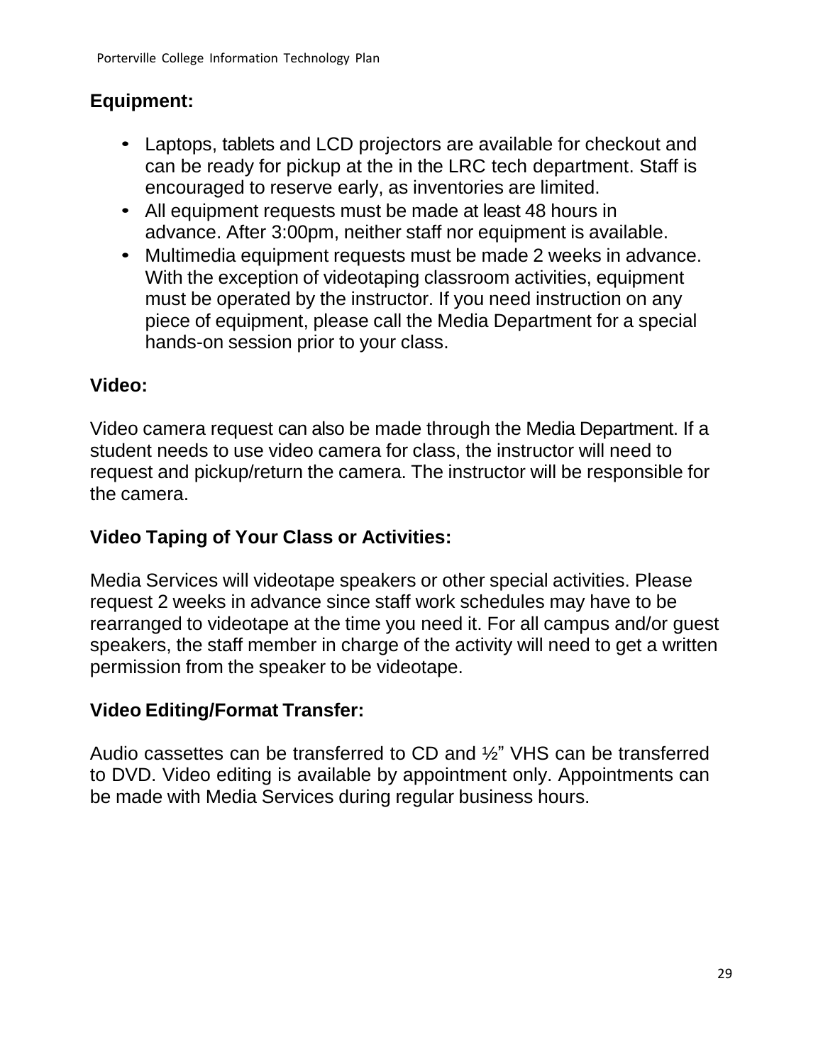## Equipment:

- Laptops, tablets and LCD projectors are available for checkout and can be ready for pickup at the in the LRC tech department. Staff is encouraged to reserve early, as inventories are limited.
- All equipment requests must be made at least 48 hours in advance. After 3:00pm, neither staff nor equipment is available.
- Multimedia equipment requests must be made 2 weeks in advance. With the exception of videotaping classroom activities, equipment must be operated by the instructor. If you need instruction on any piece of equipment, please call the Media Department for a special hands-on session prior to your class.

## Video:

Video camera request can also be made through the Media Department. If a student needs to use video camera for class, the instructor will need to request and pickup/return the camera. The instructor will be responsible for the camera.

## Video Taping of Your Class or Activities:

Media Services will videotape speakers or other special activities. Please request 2 weeks in advance since staff work schedules may have to be rearranged to videotape at the time you need it. For all campus and/or guest speakers, the staff member in charge of the activity will need to get a written permission from the speaker to be videotape.

## Video Editing/Format Transfer:

Audio cassettes can be transferred to CD and ½" VHS can be transferred to DVD. Video editing is available by appointment only. Appointments can be made with Media Services during regular business hours.